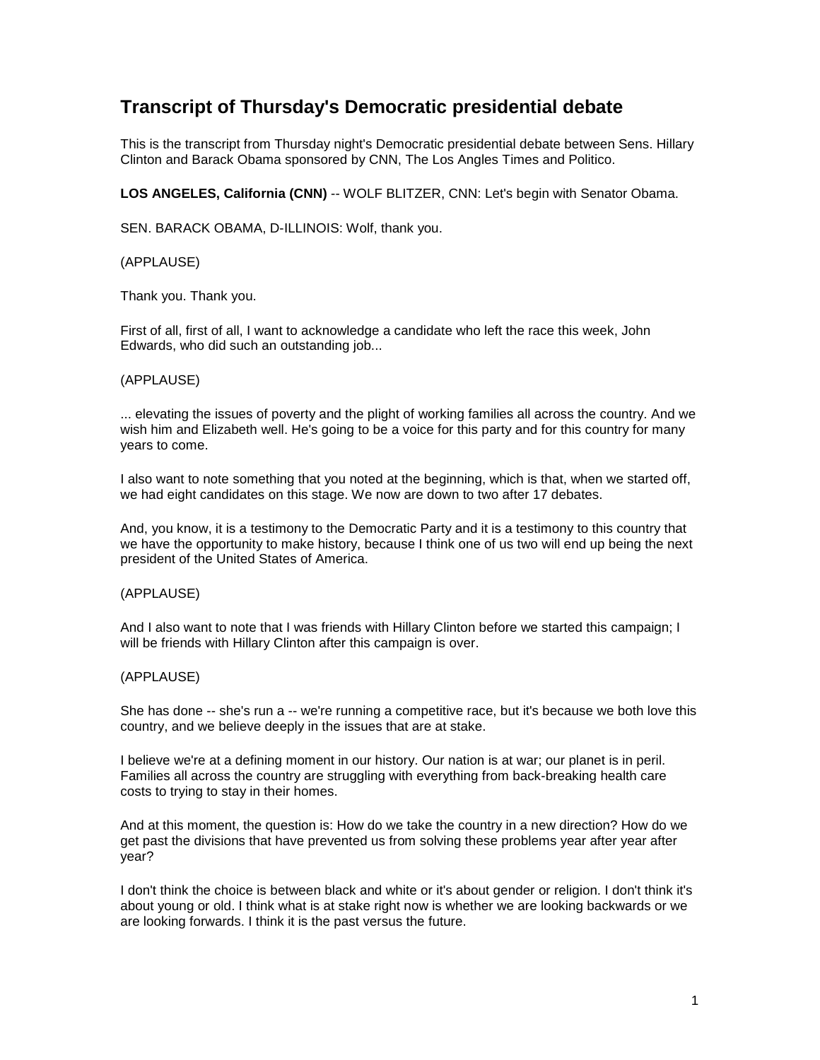# Transcript of Thursday's Democratic presidential debate

This is the transcript from Thursday night's Democratic presidential debate between Sens. Hillary Clinton and Barack Obama sponsored by CNN, The Los Angles Times and Politico.

**LOS ANGELES, California (CNN)** -- WOLF BLITZER, CNN: Let's begin with Senator Obama.

SEN. BARACK OBAMA, D-ILLINOIS: Wolf, thank you.

(APPLAUSE)

Thank you. Thank you.

First of all, first of all, I want to acknowledge a candidate who left the race this week, John Edwards, who did such an outstanding job...

(APPLAUSE)

... elevating the issues of poverty and the plight of working families all across the country. And we wish him and Elizabeth well. He's going to be a voice for this party and for this country for many years to come.

I also want to note something that you noted at the beginning, which is that, when we started off, we had eight candidates on this stage. We now are down to two after 17 debates.

And, you know, it is a testimony to the Democratic Party and it is a testimony to this country that we have the opportunity to make history, because I think one of us two will end up being the next president of the United States of America.

(APPLAUSE)

And I also want to note that I was friends with Hillary Clinton before we started this campaign; I will be friends with Hillary Clinton after this campaign is over.

(APPLAUSE)

She has done -- she's run a -- we're running a competitive race, but it's because we both love this country, and we believe deeply in the issues that are at stake.

I believe we're at a defining moment in our history. Our nation is at war; our planet is in peril. Families all across the country are struggling with everything from back-breaking health care costs to trying to stay in their homes.

And at this moment, the question is: How do we take the country in a new direction? How do we get past the divisions that have prevented us from solving these problems year after year after year?

I don't think the choice is between black and white or it's about gender or religion. I don't think it's about young or old. I think what is at stake right now is whether we are looking backwards or we are looking forwards. I think it is the past versus the future.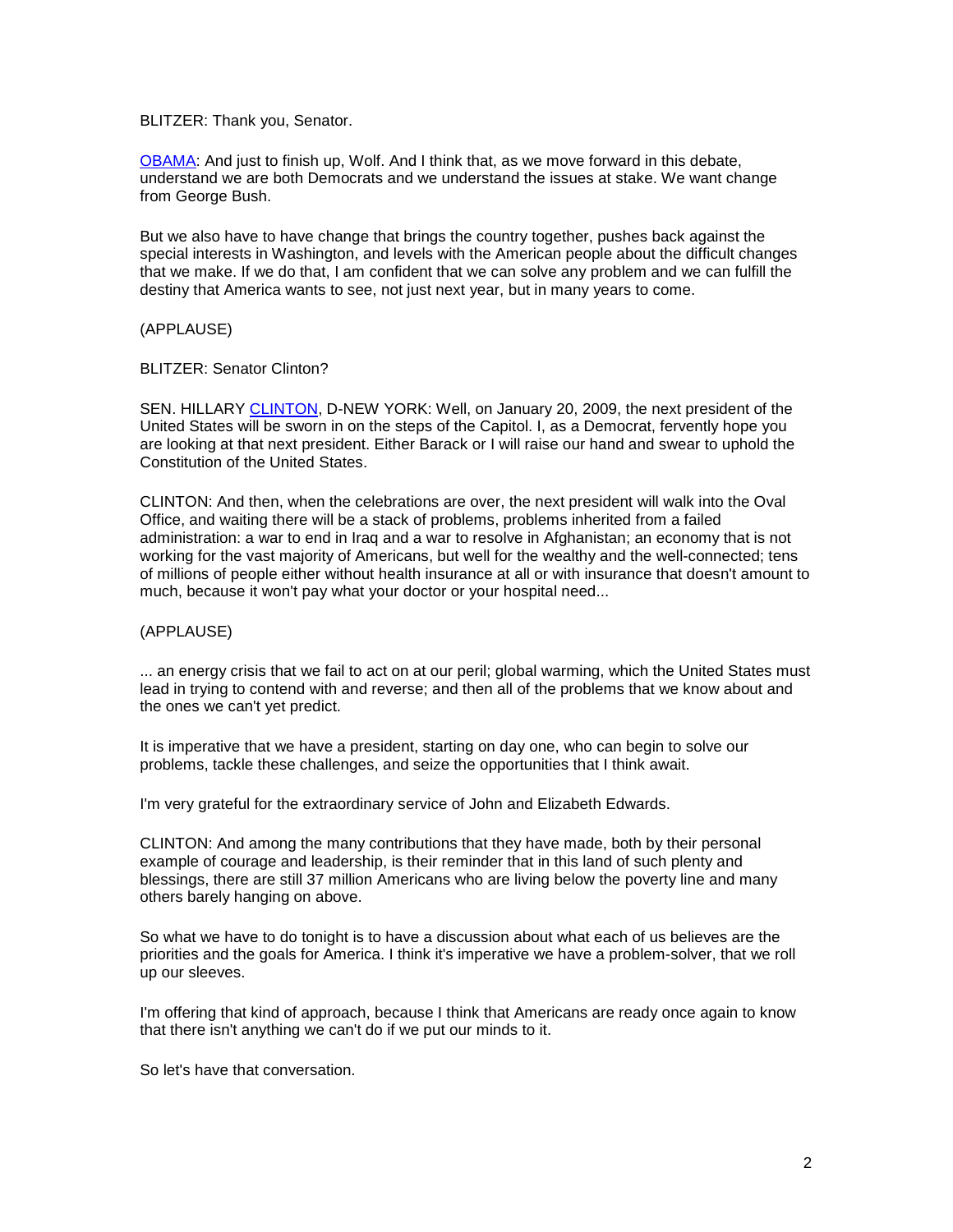BLITZER: Thank you, Senator.

OBAMA: And just to finish up, Wolf. And I think that, as we move forward in this debate, understand we are both Democrats and we understand the issues at stake. We want change from George Bush.

But we also have to have change that brings the country together, pushes back against the special interests in Washington, and levels with the American people about the difficult changes that we make. If we do that, I am confident that we can solve any problem and we can fulfill the destiny that America wants to see, not just next year, but in many years to come.

(APPLAUSE)

BLITZER: Senator Clinton?

SEN. HILLARY CLINTON, D-NEW YORK: Well, on January 20, 2009, the next president of the United States will be sworn in on the steps of the Capitol. I, as a Democrat, fervently hope you are looking at that next president. Either Barack or I will raise our hand and swear to uphold the Constitution of the United States.

CLINTON: And then, when the celebrations are over, the next president will walk into the Oval Office, and waiting there will be a stack of problems, problems inherited from a failed administration: a war to end in Iraq and a war to resolve in Afghanistan; an economy that is not working for the vast majority of Americans, but well for the wealthy and the well-connected; tens of millions of people either without health insurance at all or with insurance that doesn't amount to much, because it won't pay what your doctor or your hospital need...

(APPLAUSE)

... an energy crisis that we fail to act on at our peril; global warming, which the United States must lead in trying to contend with and reverse; and then all of the problems that we know about and the ones we can't yet predict.

It is imperative that we have a president, starting on day one, who can begin to solve our problems, tackle these challenges, and seize the opportunities that I think await.

I'm very grateful for the extraordinary service of John and Elizabeth Edwards.

CLINTON: And among the many contributions that they have made, both by their personal example of courage and leadership, is their reminder that in this land of such plenty and blessings, there are still 37 million Americans who are living below the poverty line and many others barely hanging on above.

So what we have to do tonight is to have a discussion about what each of us believes are the priorities and the goals for America. I think it's imperative we have a problem-solver, that we roll up our sleeves.

I'm offering that kind of approach, because I think that Americans are ready once again to know that there isn't anything we can't do if we put our minds to it.

So let's have that conversation.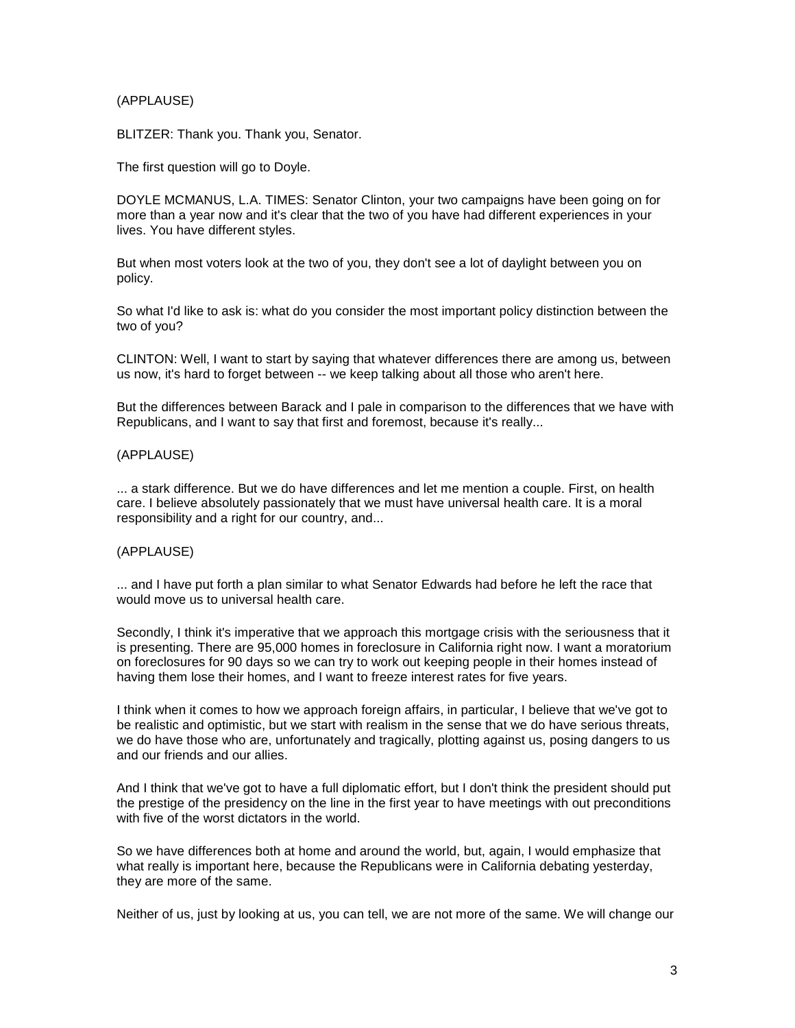(APPLAUSE)

BLITZER: Thank you. Thank you, Senator.

The first question will go to Doyle.

DOYLE MCMANUS, L.A. TIMES: Senator Clinton, your two campaigns have been going on for more than a year now and it's clear that the two of you have had different experiences in your lives. You have different styles.

But when most voters look at the two of you, they don't see a lot of daylight between you on policy.

So what I'd like to ask is: what do you consider the most important policy distinction between the two of you?

CLINTON: Well, I want to start by saying that whatever differences there are among us, between us now, it's hard to forget between -- we keep talking about all those who aren't here.

But the differences between Barack and I pale in comparison to the differences that we have with Republicans, and I want to say that first and foremost, because it's really...

(APPLAUSE)

... a stark difference. But we do have differences and let me mention a couple. First, on health care. I believe absolutely passionately that we must have universal health care. It is a moral responsibility and a right for our country, and...

(APPLAUSE)

... and I have put forth a plan similar to what Senator Edwards had before he left the race that would move us to universal health care.

Secondly, I think it's imperative that we approach this mortgage crisis with the seriousness that it is presenting. There are 95,000 homes in foreclosure in California right now. I want a moratorium on foreclosures for 90 days so we can try to work out keeping people in their homes instead of having them lose their homes, and I want to freeze interest rates for five years.

I think when it comes to how we approach foreign affairs, in particular, I believe that we've got to be realistic and optimistic, but we start with realism in the sense that we do have serious threats, we do have those who are, unfortunately and tragically, plotting against us, posing dangers to us and our friends and our allies.

And I think that we've got to have a full diplomatic effort, but I don't think the president should put the prestige of the presidency on the line in the first year to have meetings with out preconditions with five of the worst dictators in the world.

So we have differences both at home and around the world, but, again, I would emphasize that what really is important here, because the Republicans were in California debating yesterday, they are more of the same.

Neither of us, just by looking at us, you can tell, we are not more of the same. We will change our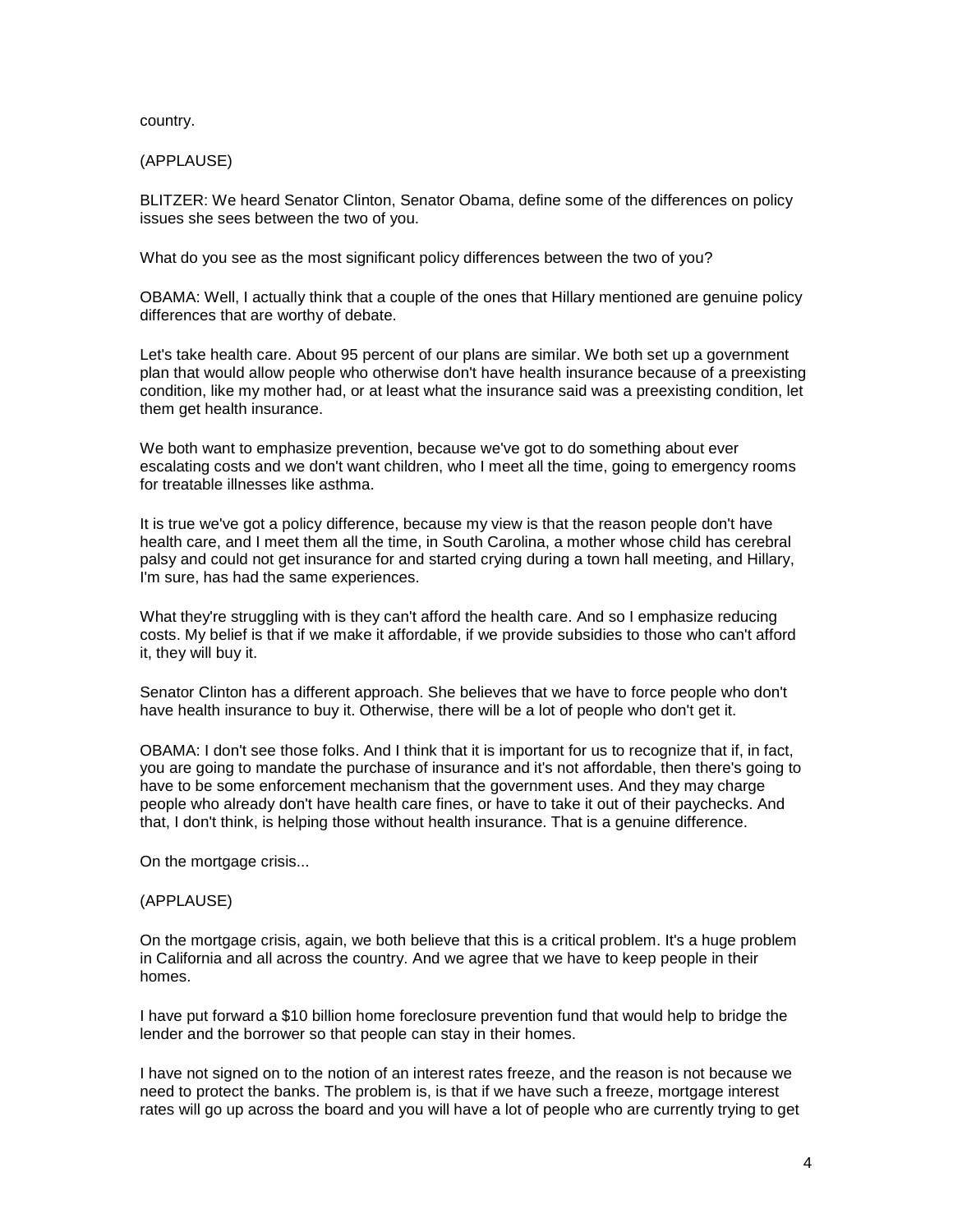country.

(APPLAUSE)

BLITZER: We heard Senator Clinton, Senator Obama, define some of the differences on policy issues she sees between the two of you.

What do you see as the most significant policy differences between the two of you?

OBAMA: Well, I actually think that a couple of the ones that Hillary mentioned are genuine policy differences that are worthy of debate.

Let's take health care. About 95 percent of our plans are similar. We both set up a government plan that would allow people who otherwise don't have health insurance because of a preexisting condition, like my mother had, or at least what the insurance said was a preexisting condition, let them get health insurance.

We both want to emphasize prevention, because we've got to do something about ever escalating costs and we don't want children, who I meet all the time, going to emergency rooms for treatable illnesses like asthma.

It is true we've got a policy difference, because my view is that the reason people don't have health care, and I meet them all the time, in South Carolina, a mother whose child has cerebral palsy and could not get insurance for and started crying during a town hall meeting, and Hillary, I'm sure, has had the same experiences.

What they're struggling with is they can't afford the health care. And so I emphasize reducing costs. My belief is that if we make it affordable, if we provide subsidies to those who can't afford it, they will buy it.

Senator Clinton has a different approach. She believes that we have to force people who don't have health insurance to buy it. Otherwise, there will be a lot of people who don't get it.

OBAMA: I don't see those folks. And I think that it is important for us to recognize that if, in fact, you are going to mandate the purchase of insurance and it's not affordable, then there's going to have to be some enforcement mechanism that the government uses. And they may charge people who already don't have health care fines, or have to take it out of their paychecks. And that, I don't think, is helping those without health insurance. That is a genuine difference.

On the mortgage crisis...

(APPLAUSE)

On the mortgage crisis, again, we both believe that this is a critical problem. It's a huge problem in California and all across the country. And we agree that we have to keep people in their homes.

I have put forward a $10 billion home foreclosure prevention fund that would help to bridge the lender and the borrower so that people can stay in their homes.

I have not signed on to the notion of an interest rates freeze, and the reason is not because we need to protect the banks. The problem is, is that if we have such a freeze, mortgage interest rates will go up across the board and you will have a lot of people who are currently trying to get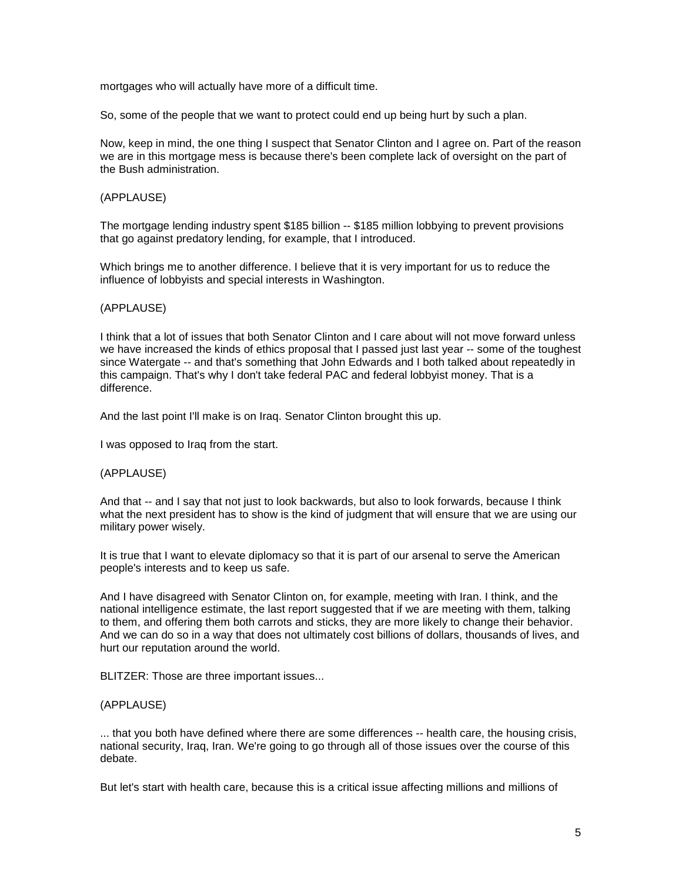mortgages who will actually have more of a difficult time.

So, some of the people that we want to protect could end up being hurt by such a plan.

Now, keep in mind, the one thing I suspect that Senator Clinton and I agree on. Part of the reason we are in this mortgage mess is because there's been complete lack of oversight on the part of the Bush administration.

(APPLAUSE)

The mortgage lending industry spent $185 billion -- $185 million lobbying to prevent provisions that go against predatory lending, for example, that I introduced.

Which brings me to another difference. I believe that it is very important for us to reduce the influence of lobbyists and special interests in Washington.

(APPLAUSE)

I think that a lot of issues that both Senator Clinton and I care about will not move forward unless we have increased the kinds of ethics proposal that I passed just last year -- some of the toughest since Watergate -- and that's something that John Edwards and I both talked about repeatedly in this campaign. That's why I don't take federal PAC and federal lobbyist money. That is a difference.

And the last point I'll make is on Iraq. Senator Clinton brought this up.

I was opposed to Iraq from the start.

(APPLAUSE)

And that -- and I say that not just to look backwards, but also to look forwards, because I think what the next president has to show is the kind of judgment that will ensure that we are using our military power wisely.

It is true that I want to elevate diplomacy so that it is part of our arsenal to serve the American people's interests and to keep us safe.

And I have disagreed with Senator Clinton on, for example, meeting with Iran. I think, and the national intelligence estimate, the last report suggested that if we are meeting with them, talking to them, and offering them both carrots and sticks, they are more likely to change their behavior. And we can do so in a way that does not ultimately cost billions of dollars, thousands of lives, and hurt our reputation around the world.

BLITZER: Those are three important issues...

(APPLAUSE)

... that you both have defined where there are some differences -- health care, the housing crisis, national security, Iraq, Iran. We're going to go through all of those issues over the course of this debate.

But let's start with health care, because this is a critical issue affecting millions and millions of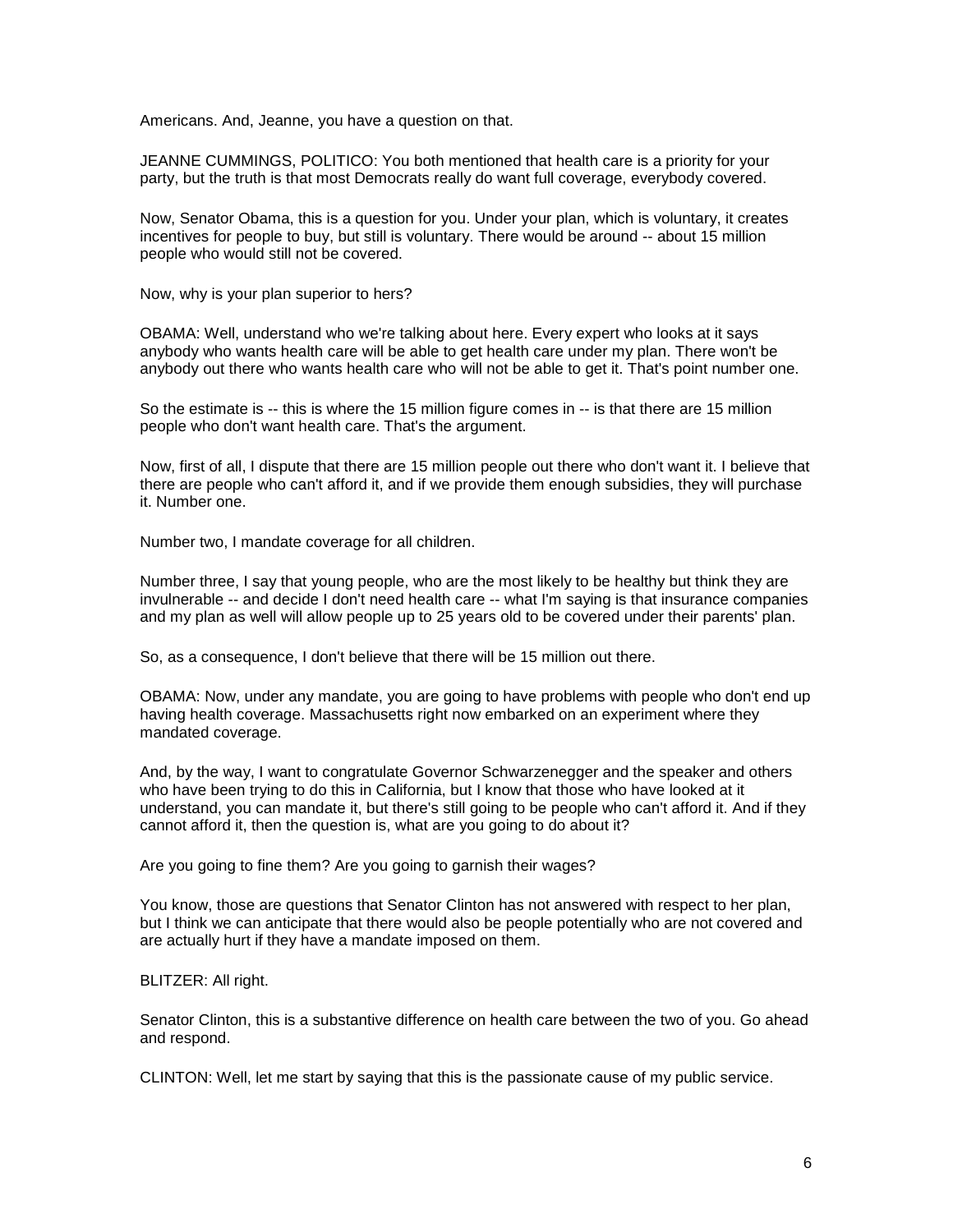Americans. And, Jeanne, you have a question on that.

JEANNE CUMMINGS, POLITICO: You both mentioned that health care is a priority for your party, but the truth is that most Democrats really do want full coverage, everybody covered.

Now, Senator Obama, this is a question for you. Under your plan, which is voluntary, it creates incentives for people to buy, but still is voluntary. There would be around -- about 15 million people who would still not be covered.

Now, why is your plan superior to hers?

OBAMA: Well, understand who we're talking about here. Every expert who looks at it says anybody who wants health care will be able to get health care under my plan. There won't be anybody out there who wants health care who will not be able to get it. That's point number one.

So the estimate is -- this is where the 15 million figure comes in -- is that there are 15 million people who don't want health care. That's the argument.

Now, first of all, I dispute that there are 15 million people out there who don't want it. I believe that there are people who can't afford it, and if we provide them enough subsidies, they will purchase it. Number one.

Number two, I mandate coverage for all children.

Number three, I say that young people, who are the most likely to be healthy but think they are invulnerable -- and decide I don't need health care -- what I'm saying is that insurance companies and my plan as well will allow people up to 25 years old to be covered under their parents' plan.

So, as a consequence, I don't believe that there will be 15 million out there.

OBAMA: Now, under any mandate, you are going to have problems with people who don't end up having health coverage. Massachusetts right now embarked on an experiment where they mandated coverage.

And, by the way, I want to congratulate Governor Schwarzenegger and the speaker and others who have been trying to do this in California, but I know that those who have looked at it understand, you can mandate it, but there's still going to be people who can't afford it. And if they cannot afford it, then the question is, what are you going to do about it?

Are you going to fine them? Are you going to garnish their wages?

You know, those are questions that Senator Clinton has not answered with respect to her plan, but I think we can anticipate that there would also be people potentially who are not covered and are actually hurt if they have a mandate imposed on them.

BLITZER: All right.

Senator Clinton, this is a substantive difference on health care between the two of you. Go ahead and respond.

CLINTON: Well, let me start by saying that this is the passionate cause of my public service.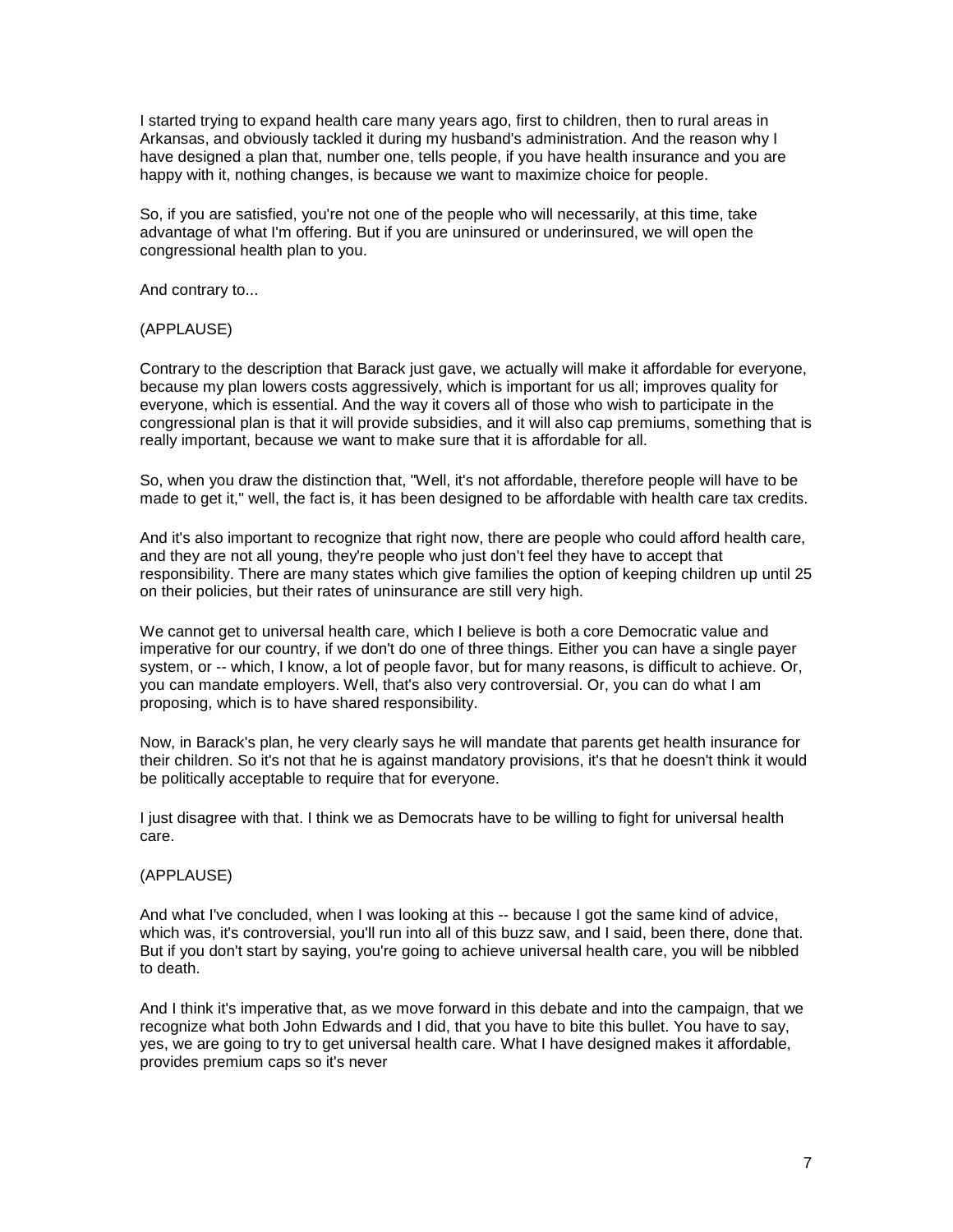I started trying to expand health care many years ago, first to children, then to rural areas in Arkansas, and obviously tackled it during my husband's administration. And the reason why I have designed a plan that, number one, tells people, if you have health insurance and you are happy with it, nothing changes, is because we want to maximize choice for people.

So, if you are satisfied, you're not one of the people who will necessarily, at this time, take advantage of what I'm offering. But if you are uninsured or underinsured, we will open the congressional health plan to you.

And contrary to...

(APPLAUSE)

Contrary to the description that Barack just gave, we actually will make it affordable for everyone, because my plan lowers costs aggressively, which is important for us all; improves quality for everyone, which is essential. And the way it covers all of those who wish to participate in the congressional plan is that it will provide subsidies, and it will also cap premiums, something that is really important, because we want to make sure that it is affordable for all.

So, when you draw the distinction that, "Well, it's not affordable, therefore people will have to be made to get it," well, the fact is, it has been designed to be affordable with health care tax credits.

And it's also important to recognize that right now, there are people who could afford health care, and they are not all young, they're people who just don't feel they have to accept that responsibility. There are many states which give families the option of keeping children up until 25 on their policies, but their rates of uninsurance are still very high.

We cannot get to universal health care, which I believe is both a core Democratic value and imperative for our country, if we don't do one of three things. Either you can have a single payer system, or -- which, I know, a lot of people favor, but for many reasons, is difficult to achieve. Or, you can mandate employers. Well, that's also very controversial. Or, you can do what I am proposing, which is to have shared responsibility.

Now, in Barack's plan, he very clearly says he will mandate that parents get health insurance for their children. So it's not that he is against mandatory provisions, it's that he doesn't think it would be politically acceptable to require that for everyone.

I just disagree with that. I think we as Democrats have to be willing to fight for universal health care.

(APPLAUSE)

And what I've concluded, when I was looking at this -- because I got the same kind of advice, which was, it's controversial, you'll run into all of this buzz saw, and I said, been there, done that. But if you don't start by saying, you're going to achieve universal health care, you will be nibbled to death.

And I think it's imperative that, as we move forward in this debate and into the campaign, that we recognize what both John Edwards and I did, that you have to bite this bullet. You have to say, yes, we are going to try to get universal health care. What I have designed makes it affordable, provides premium caps so it's never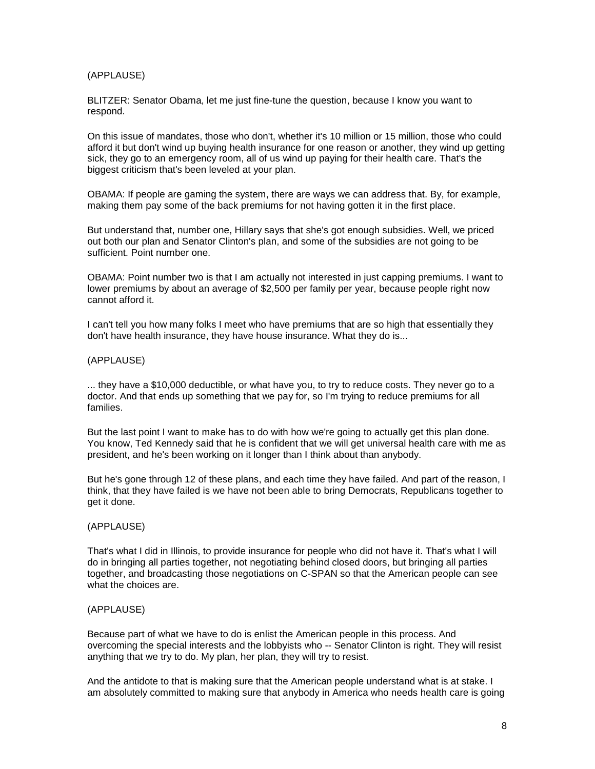(APPLAUSE)

BLITZER: Senator Obama, let me just fine-tune the question, because I know you want to respond.

On this issue of mandates, those who don't, whether it's 10 million or 15 million, those who could afford it but don't wind up buying health insurance for one reason or another, they wind up getting sick, they go to an emergency room, all of us wind up paying for their health care. That's the biggest criticism that's been leveled at your plan.

OBAMA: If people are gaming the system, there are ways we can address that. By, for example, making them pay some of the back premiums for not having gotten it in the first place.

But understand that, number one, Hillary says that she's got enough subsidies. Well, we priced out both our plan and Senator Clinton's plan, and some of the subsidies are not going to be sufficient. Point number one.

OBAMA: Point number two is that I am actually not interested in just capping premiums. I want to lower premiums by about an average of $2,500 per family per year, because people right now cannot afford it.

I can't tell you how many folks I meet who have premiums that are so high that essentially they don't have health insurance, they have house insurance. What they do is...

(APPLAUSE)

... they have a $10,000 deductible, or what have you, to try to reduce costs. They never go to a doctor. And that ends up something that we pay for, so I'm trying to reduce premiums for all families.

But the last point I want to make has to do with how we're going to actually get this plan done. You know, Ted Kennedy said that he is confident that we will get universal health care with me as president, and he's been working on it longer than I think about than anybody.

But he's gone through 12 of these plans, and each time they have failed. And part of the reason, I think, that they have failed is we have not been able to bring Democrats, Republicans together to get it done.

(APPLAUSE)

That's what I did in Illinois, to provide insurance for people who did not have it. That's what I will do in bringing all parties together, not negotiating behind closed doors, but bringing all parties together, and broadcasting those negotiations on C-SPAN so that the American people can see what the choices are.

(APPLAUSE)

Because part of what we have to do is enlist the American people in this process. And overcoming the special interests and the lobbyists who -- Senator Clinton is right. They will resist anything that we try to do. My plan, her plan, they will try to resist.

And the antidote to that is making sure that the American people understand what is at stake. I am absolutely committed to making sure that anybody in America who needs health care is going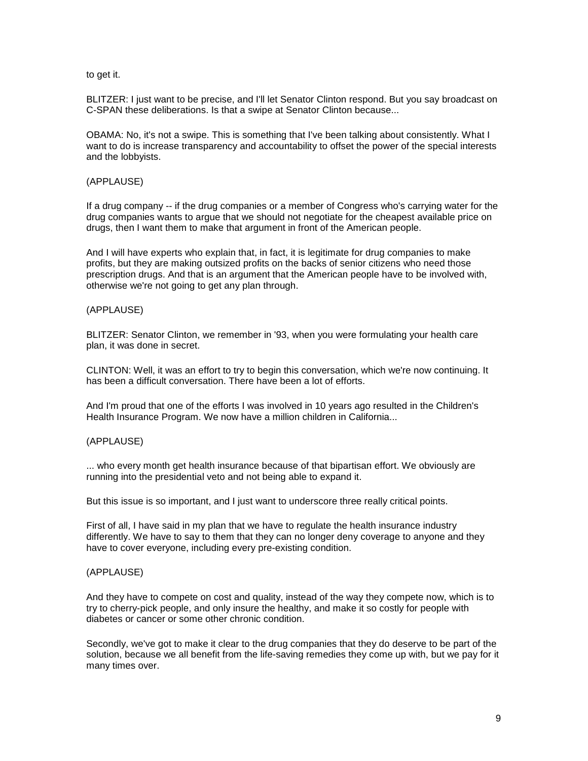to get it.

BLITZER: I just want to be precise, and I'll let Senator Clinton respond. But you say broadcast on C-SPAN these deliberations. Is that a swipe at Senator Clinton because...

OBAMA: No, it's not a swipe. This is something that I've been talking about consistently. What I want to do is increase transparency and accountability to offset the power of the special interests and the lobbyists.

(APPLAUSE)

If a drug company -- if the drug companies or a member of Congress who's carrying water for the drug companies wants to argue that we should not negotiate for the cheapest available price on drugs, then I want them to make that argument in front of the American people.

And I will have experts who explain that, in fact, it is legitimate for drug companies to make profits, but they are making outsized profits on the backs of senior citizens who need those prescription drugs. And that is an argument that the American people have to be involved with, otherwise we're not going to get any plan through.

(APPLAUSE)

BLITZER: Senator Clinton, we remember in '93, when you were formulating your health care plan, it was done in secret.

CLINTON: Well, it was an effort to try to begin this conversation, which we're now continuing. It has been a difficult conversation. There have been a lot of efforts.

And I'm proud that one of the efforts I was involved in 10 years ago resulted in the Children's Health Insurance Program. We now have a million children in California...

(APPLAUSE)

... who every month get health insurance because of that bipartisan effort. We obviously are running into the presidential veto and not being able to expand it.

But this issue is so important, and I just want to underscore three really critical points.

First of all, I have said in my plan that we have to regulate the health insurance industry differently. We have to say to them that they can no longer deny coverage to anyone and they have to cover everyone, including every pre-existing condition.

(APPLAUSE)

And they have to compete on cost and quality, instead of the way they compete now, which is to try to cherry-pick people, and only insure the healthy, and make it so costly for people with diabetes or cancer or some other chronic condition.

Secondly, we've got to make it clear to the drug companies that they do deserve to be part of the solution, because we all benefit from the life-saving remedies they come up with, but we pay for it many times over.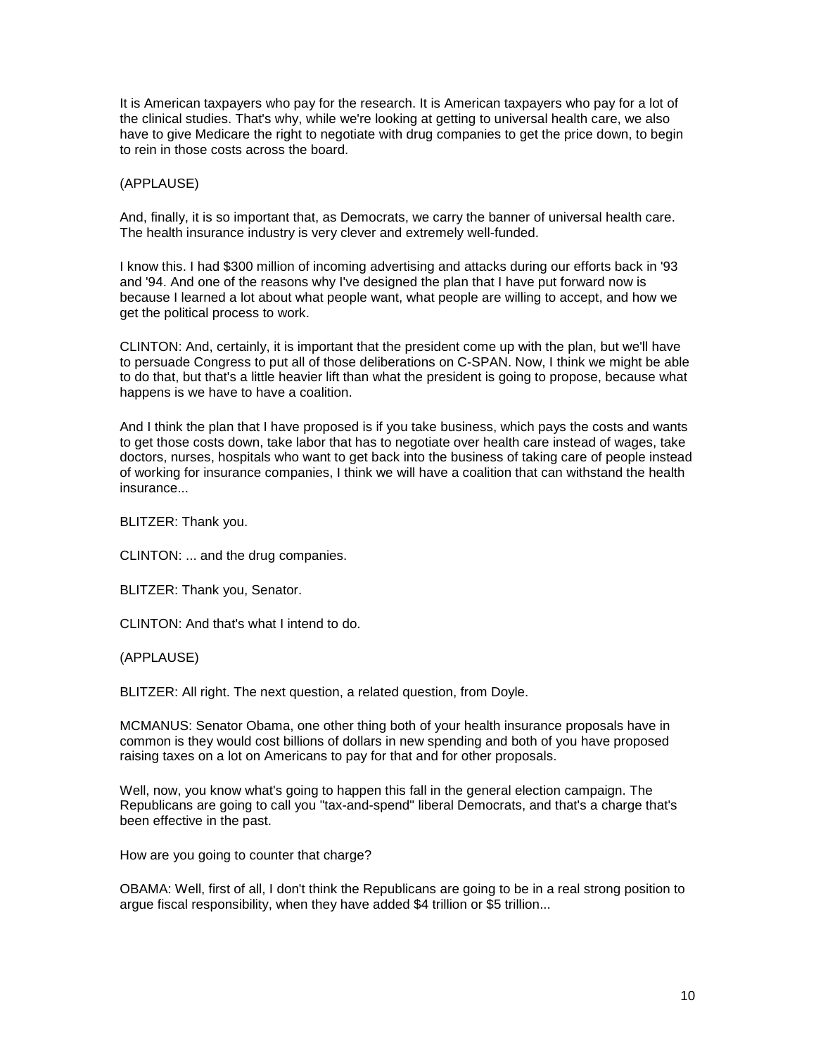It is American taxpayers who pay for the research. It is American taxpayers who pay for a lot of the clinical studies. That's why, while we're looking at getting to universal health care, we also have to give Medicare the right to negotiate with drug companies to get the price down, to begin to rein in those costs across the board.

(APPLAUSE)

And, finally, it is so important that, as Democrats, we carry the banner of universal health care. The health insurance industry is very clever and extremely well-funded.

I know this. I had $300 million of incoming advertising and attacks during our efforts back in '93 and '94. And one of the reasons why I've designed the plan that I have put forward now is because I learned a lot about what people want, what people are willing to accept, and how we get the political process to work.

CLINTON: And, certainly, it is important that the president come up with the plan, but we'll have to persuade Congress to put all of those deliberations on C-SPAN. Now, I think we might be able to do that, but that's a little heavier lift than what the president is going to propose, because what happens is we have to have a coalition.

And I think the plan that I have proposed is if you take business, which pays the costs and wants to get those costs down, take labor that has to negotiate over health care instead of wages, take doctors, nurses, hospitals who want to get back into the business of taking care of people instead of working for insurance companies, I think we will have a coalition that can withstand the health insurance...

BLITZER: Thank you.

CLINTON: ... and the drug companies.

BLITZER: Thank you, Senator.

CLINTON: And that's what I intend to do.

(APPLAUSE)

BLITZER: All right. The next question, a related question, from Doyle.

MCMANUS: Senator Obama, one other thing both of your health insurance proposals have in common is they would cost billions of dollars in new spending and both of you have proposed raising taxes on a lot on Americans to pay for that and for other proposals.

Well, now, you know what's going to happen this fall in the general election campaign. The Republicans are going to call you "tax-and-spend" liberal Democrats, and that's a charge that's been effective in the past.

How are you going to counter that charge?

OBAMA: Well, first of all, I don't think the Republicans are going to be in a real strong position to argue fiscal responsibility, when they have added $4 trillion or $5 trillion...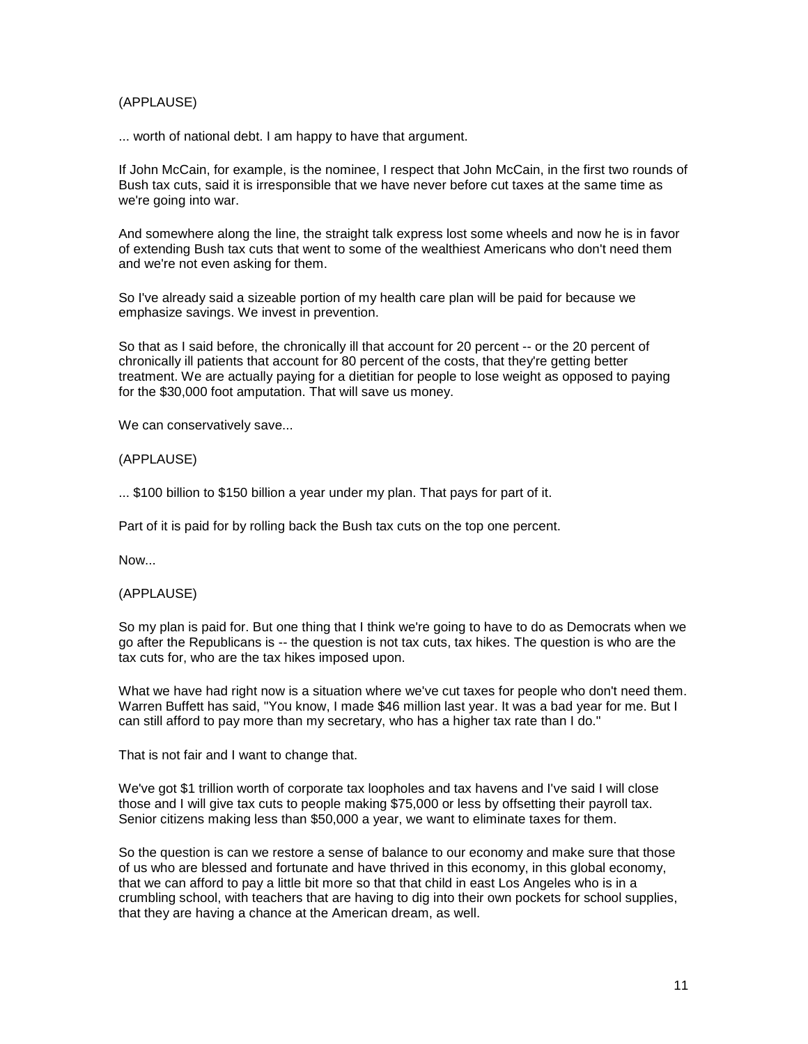(APPLAUSE)

... worth of national debt. I am happy to have that argument.

If John McCain, for example, is the nominee, I respect that John McCain, in the first two rounds of Bush tax cuts, said it is irresponsible that we have never before cut taxes at the same time as we're going into war.

And somewhere along the line, the straight talk express lost some wheels and now he is in favor of extending Bush tax cuts that went to some of the wealthiest Americans who don't need them and we're not even asking for them.

So I've already said a sizeable portion of my health care plan will be paid for because we emphasize savings. We invest in prevention.

So that as I said before, the chronically ill that account for 20 percent -- or the 20 percent of chronically ill patients that account for 80 percent of the costs, that they're getting better treatment. We are actually paying for a dietitian for people to lose weight as opposed to paying for the $30,000 foot amputation. That will save us money.

We can conservatively save...

(APPLAUSE)

... $100 billion to $150 billion a year under my plan. That pays for part of it.

Part of it is paid for by rolling back the Bush tax cuts on the top one percent.

Now...

(APPLAUSE)

So my plan is paid for. But one thing that I think we're going to have to do as Democrats when we go after the Republicans is -- the question is not tax cuts, tax hikes. The question is who are the tax cuts for, who are the tax hikes imposed upon.

What we have had right now is a situation where we've cut taxes for people who don't need them. Warren Buffett has said, "You know, I made $46 million last year. It was a bad year for me. But I can still afford to pay more than my secretary, who has a higher tax rate than I do."

That is not fair and I want to change that.

We've got $1 trillion worth of corporate tax loopholes and tax havens and I've said I will close those and I will give tax cuts to people making $75,000 or less by offsetting their payroll tax. Senior citizens making less than $50,000 a year, we want to eliminate taxes for them.

So the question is can we restore a sense of balance to our economy and make sure that those of us who are blessed and fortunate and have thrived in this economy, in this global economy, that we can afford to pay a little bit more so that that child in east Los Angeles who is in a crumbling school, with teachers that are having to dig into their own pockets for school supplies, that they are having a chance at the American dream, as well.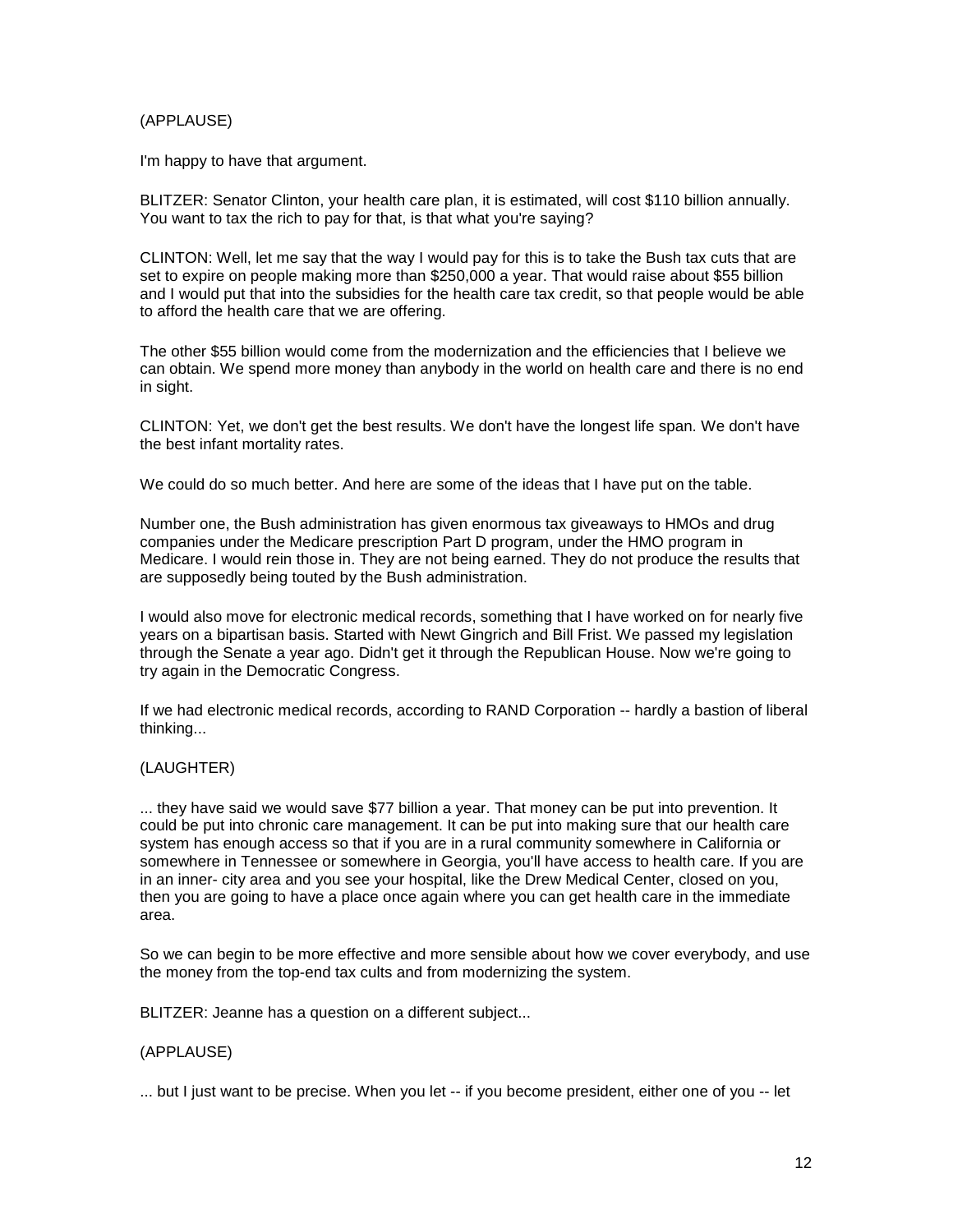(APPLAUSE)

I'm happy to have that argument.

BLITZER: Senator Clinton, your health care plan, it is estimated, will cost $110 billion annually. You want to tax the rich to pay for that, is that what you're saying?

CLINTON: Well, let me say that the way I would pay for this is to take the Bush tax cuts that are set to expire on people making more than $250,000 a year. That would raise about $55 billion and I would put that into the subsidies for the health care tax credit, so that people would be able to afford the health care that we are offering.

The other $55 billion would come from the modernization and the efficiencies that I believe we can obtain. We spend more money than anybody in the world on health care and there is no end in sight.

CLINTON: Yet, we don't get the best results. We don't have the longest life span. We don't have the best infant mortality rates.

We could do so much better. And here are some of the ideas that I have put on the table.

Number one, the Bush administration has given enormous tax giveaways to HMOs and drug companies under the Medicare prescription Part D program, under the HMO program in Medicare. I would rein those in. They are not being earned. They do not produce the results that are supposedly being touted by the Bush administration.

I would also move for electronic medical records, something that I have worked on for nearly five years on a bipartisan basis. Started with Newt Gingrich and Bill Frist. We passed my legislation through the Senate a year ago. Didn't get it through the Republican House. Now we're going to try again in the Democratic Congress.

If we had electronic medical records, according to RAND Corporation -- hardly a bastion of liberal thinking...

(LAUGHTER)

... they have said we would save $77 billion a year. That money can be put into prevention. It could be put into chronic care management. It can be put into making sure that our health care system has enough access so that if you are in a rural community somewhere in California or somewhere in Tennessee or somewhere in Georgia, you'll have access to health care. If you are in an inner- city area and you see your hospital, like the Drew Medical Center, closed on you, then you are going to have a place once again where you can get health care in the immediate area.

So we can begin to be more effective and more sensible about how we cover everybody, and use the money from the top-end tax cults and from modernizing the system.

BLITZER: Jeanne has a question on a different subject...

(APPLAUSE)

... but I just want to be precise. When you let -- if you become president, either one of you -- let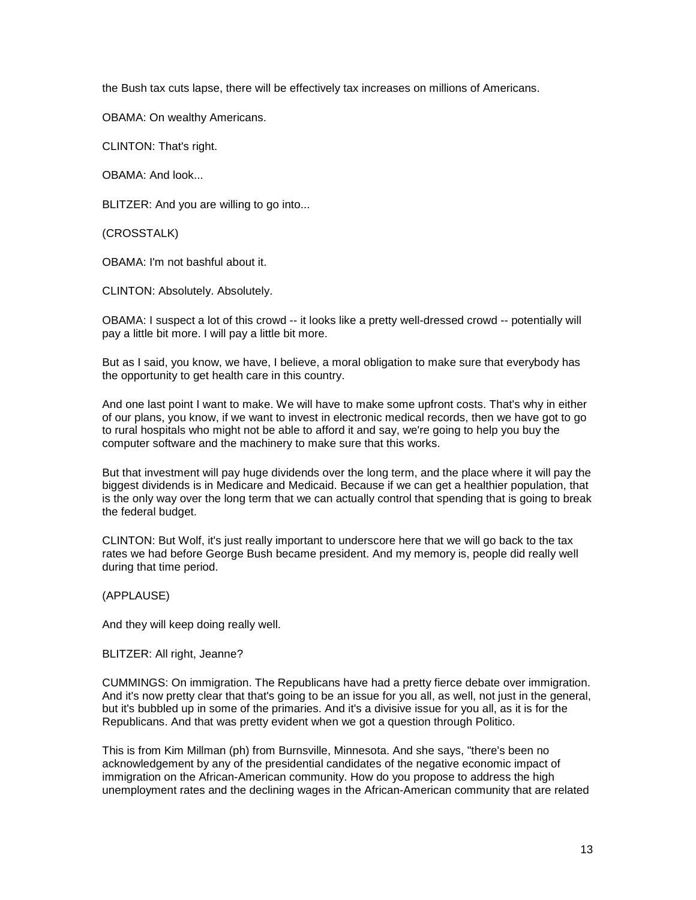the Bush tax cuts lapse, there will be effectively tax increases on millions of Americans.

OBAMA: On wealthy Americans.

CLINTON: That's right.

OBAMA: And look...

BLITZER: And you are willing to go into...

(CROSSTALK)

OBAMA: I'm not bashful about it.

CLINTON: Absolutely. Absolutely.

OBAMA: I suspect a lot of this crowd -- it looks like a pretty well-dressed crowd -- potentially will pay a little bit more. I will pay a little bit more.

But as I said, you know, we have, I believe, a moral obligation to make sure that everybody has the opportunity to get health care in this country.

And one last point I want to make. We will have to make some upfront costs. That's why in either of our plans, you know, if we want to invest in electronic medical records, then we have got to go to rural hospitals who might not be able to afford it and say, we're going to help you buy the computer software and the machinery to make sure that this works.

But that investment will pay huge dividends over the long term, and the place where it will pay the biggest dividends is in Medicare and Medicaid. Because if we can get a healthier population, that is the only way over the long term that we can actually control that spending that is going to break the federal budget.

CLINTON: But Wolf, it's just really important to underscore here that we will go back to the tax rates we had before George Bush became president. And my memory is, people did really well during that time period.

(APPLAUSE)

And they will keep doing really well.

BLITZER: All right, Jeanne?

CUMMINGS: On immigration. The Republicans have had a pretty fierce debate over immigration. And it's now pretty clear that that's going to be an issue for you all, as well, not just in the general, but it's bubbled up in some of the primaries. And it's a divisive issue for you all, as it is for the Republicans. And that was pretty evident when we got a question through Politico.

This is from Kim Millman (ph) from Burnsville, Minnesota. And she says, "there's been no acknowledgement by any of the presidential candidates of the negative economic impact of immigration on the African-American community. How do you propose to address the high unemployment rates and the declining wages in the African-American community that are related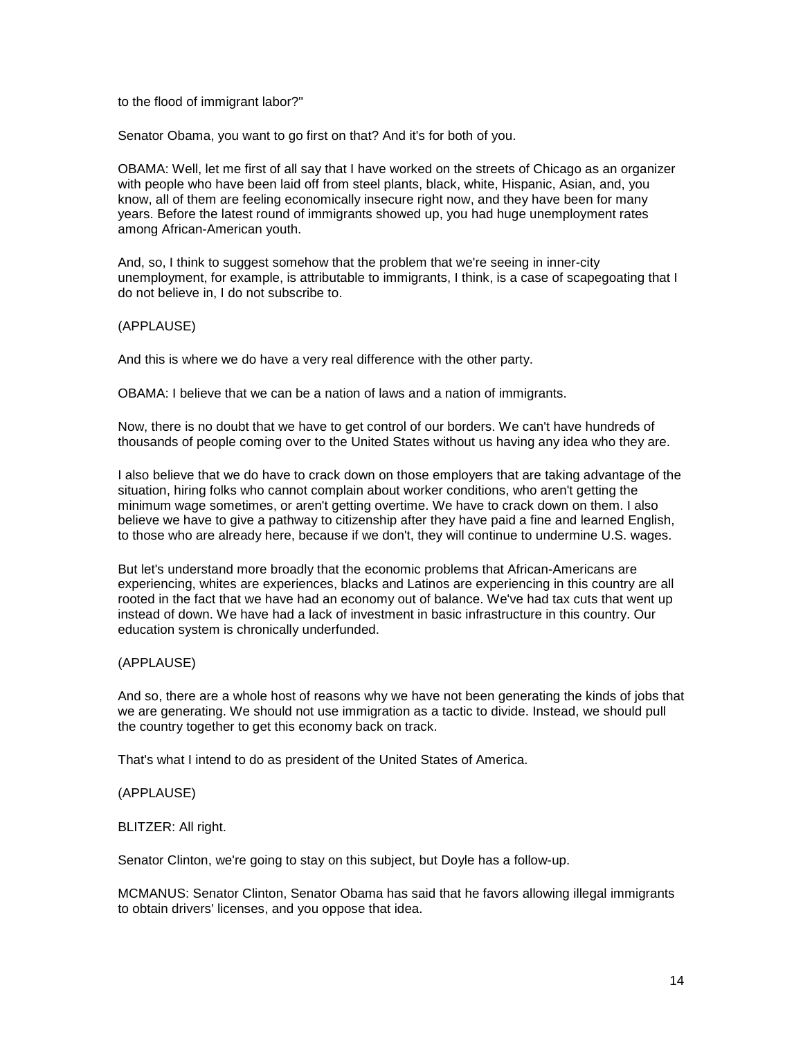to the flood of immigrant labor?"

Senator Obama, you want to go first on that? And it's for both of you.

OBAMA: Well, let me first of all say that I have worked on the streets of Chicago as an organizer with people who have been laid off from steel plants, black, white, Hispanic, Asian, and, you know, all of them are feeling economically insecure right now, and they have been for many years. Before the latest round of immigrants showed up, you had huge unemployment rates among African-American youth.

And, so, I think to suggest somehow that the problem that we're seeing in inner-city unemployment, for example, is attributable to immigrants, I think, is a case of scapegoating that I do not believe in, I do not subscribe to.

(APPLAUSE)

And this is where we do have a very real difference with the other party.

OBAMA: I believe that we can be a nation of laws and a nation of immigrants.

Now, there is no doubt that we have to get control of our borders. We can't have hundreds of thousands of people coming over to the United States without us having any idea who they are.

I also believe that we do have to crack down on those employers that are taking advantage of the situation, hiring folks who cannot complain about worker conditions, who aren't getting the minimum wage sometimes, or aren't getting overtime. We have to crack down on them. I also believe we have to give a pathway to citizenship after they have paid a fine and learned English, to those who are already here, because if we don't, they will continue to undermine U.S. wages.

But let's understand more broadly that the economic problems that African-Americans are experiencing, whites are experiences, blacks and Latinos are experiencing in this country are all rooted in the fact that we have had an economy out of balance. We've had tax cuts that went up instead of down. We have had a lack of investment in basic infrastructure in this country. Our education system is chronically underfunded.

(APPLAUSE)

And so, there are a whole host of reasons why we have not been generating the kinds of jobs that we are generating. We should not use immigration as a tactic to divide. Instead, we should pull the country together to get this economy back on track.

That's what I intend to do as president of the United States of America.

(APPLAUSE)

BLITZER: All right.

Senator Clinton, we're going to stay on this subject, but Doyle has a follow-up.

MCMANUS: Senator Clinton, Senator Obama has said that he favors allowing illegal immigrants to obtain drivers' licenses, and you oppose that idea.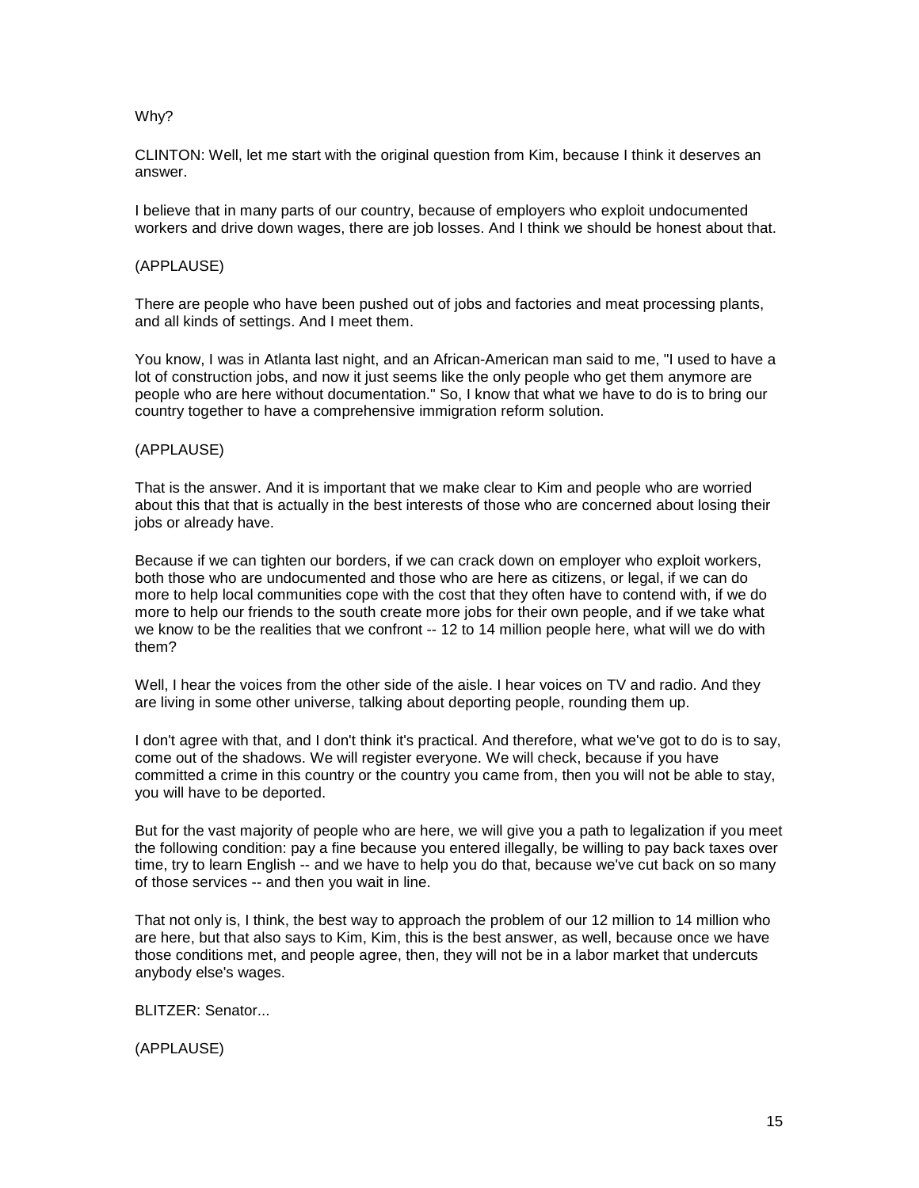Why?

CLINTON: Well, let me start with the original question from Kim, because I think it deserves an answer.

I believe that in many parts of our country, because of employers who exploit undocumented workers and drive down wages, there are job losses. And I think we should be honest about that.

(APPLAUSE)

There are people who have been pushed out of jobs and factories and meat processing plants, and all kinds of settings. And I meet them.

You know, I was in Atlanta last night, and an African-American man said to me, "I used to have a lot of construction jobs, and now it just seems like the only people who get them anymore are people who are here without documentation." So, I know that what we have to do is to bring our country together to have a comprehensive immigration reform solution.

(APPLAUSE)

That is the answer. And it is important that we make clear to Kim and people who are worried about this that that is actually in the best interests of those who are concerned about losing their jobs or already have.

Because if we can tighten our borders, if we can crack down on employer who exploit workers, both those who are undocumented and those who are here as citizens, or legal, if we can do more to help local communities cope with the cost that they often have to contend with, if we do more to help our friends to the south create more jobs for their own people, and if we take what we know to be the realities that we confront -- 12 to 14 million people here, what will we do with them?

Well, I hear the voices from the other side of the aisle. I hear voices on TV and radio. And they are living in some other universe, talking about deporting people, rounding them up.

I don't agree with that, and I don't think it's practical. And therefore, what we've got to do is to say, come out of the shadows. We will register everyone. We will check, because if you have committed a crime in this country or the country you came from, then you will not be able to stay, you will have to be deported.

But for the vast majority of people who are here, we will give you a path to legalization if you meet the following condition: pay a fine because you entered illegally, be willing to pay back taxes over time, try to learn English -- and we have to help you do that, because we've cut back on so many of those services -- and then you wait in line.

That not only is, I think, the best way to approach the problem of our 12 million to 14 million who are here, but that also says to Kim, Kim, this is the best answer, as well, because once we have those conditions met, and people agree, then, they will not be in a labor market that undercuts anybody else's wages.

BLITZER: Senator...

(APPLAUSE)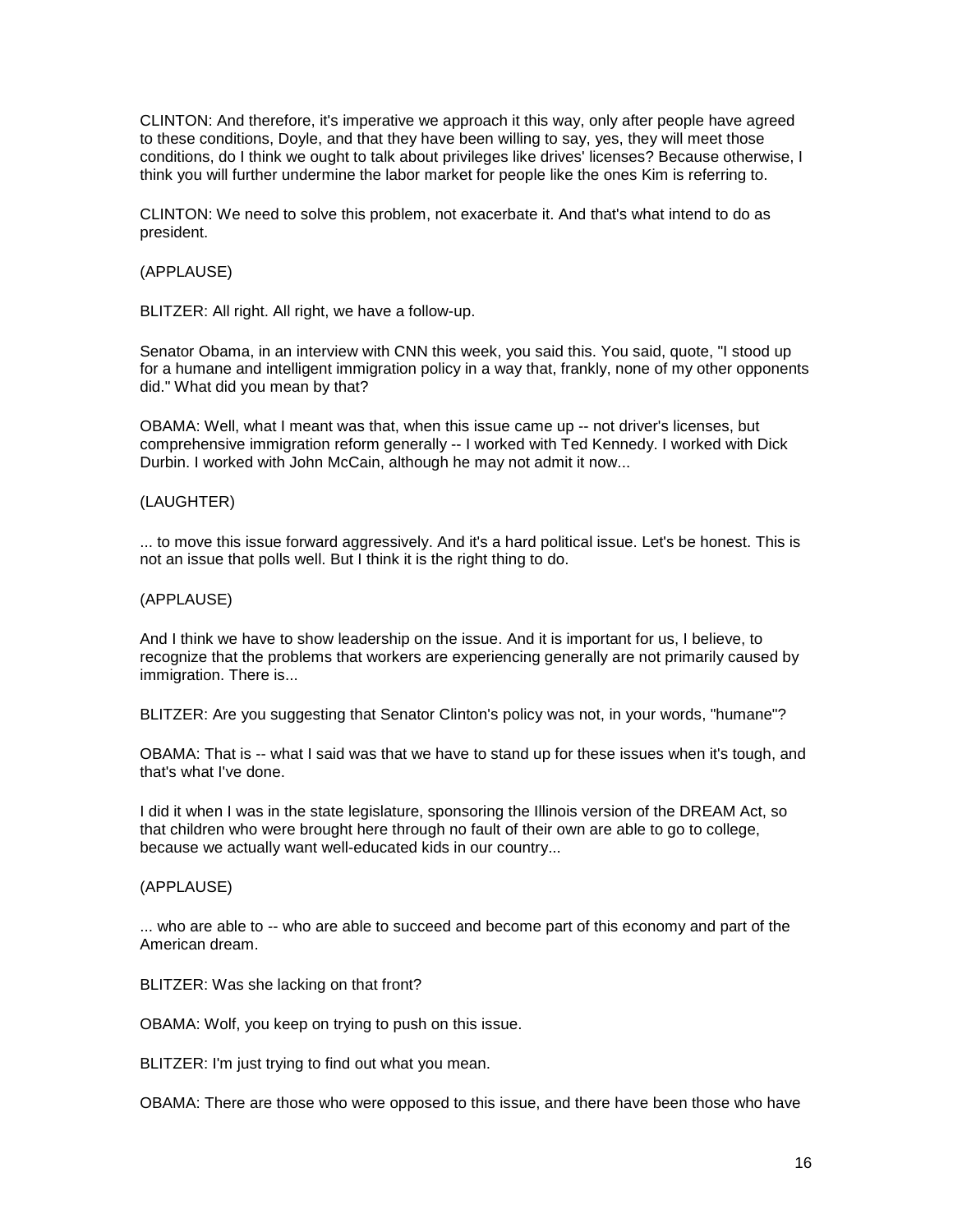CLINTON: And therefore, it's imperative we approach it this way, only after people have agreed to these conditions, Doyle, and that they have been willing to say, yes, they will meet those conditions, do I think we ought to talk about privileges like drives' licenses? Because otherwise, I think you will further undermine the labor market for people like the ones Kim is referring to.

CLINTON: We need to solve this problem, not exacerbate it. And that's what intend to do as president.

(APPLAUSE)

BLITZER: All right. All right, we have a follow-up.

Senator Obama, in an interview with CNN this week, you said this. You said, quote, "I stood up for a humane and intelligent immigration policy in a way that, frankly, none of my other opponents did." What did you mean by that?

OBAMA: Well, what I meant was that, when this issue came up -- not driver's licenses, but comprehensive immigration reform generally -- I worked with Ted Kennedy. I worked with Dick Durbin. I worked with John McCain, although he may not admit it now...

(LAUGHTER)

... to move this issue forward aggressively. And it's a hard political issue. Let's be honest. This is not an issue that polls well. But I think it is the right thing to do.

(APPLAUSE)

And I think we have to show leadership on the issue. And it is important for us, I believe, to recognize that the problems that workers are experiencing generally are not primarily caused by immigration. There is...

BLITZER: Are you suggesting that Senator Clinton's policy was not, in your words, "humane"?

OBAMA: That is -- what I said was that we have to stand up for these issues when it's tough, and that's what I've done.

I did it when I was in the state legislature, sponsoring the Illinois version of the DREAM Act, so that children who were brought here through no fault of their own are able to go to college, because we actually want well-educated kids in our country...

(APPLAUSE)

... who are able to -- who are able to succeed and become part of this economy and part of the American dream.

BLITZER: Was she lacking on that front?

OBAMA: Wolf, you keep on trying to push on this issue.

BLITZER: I'm just trying to find out what you mean.

OBAMA: There are those who were opposed to this issue, and there have been those who have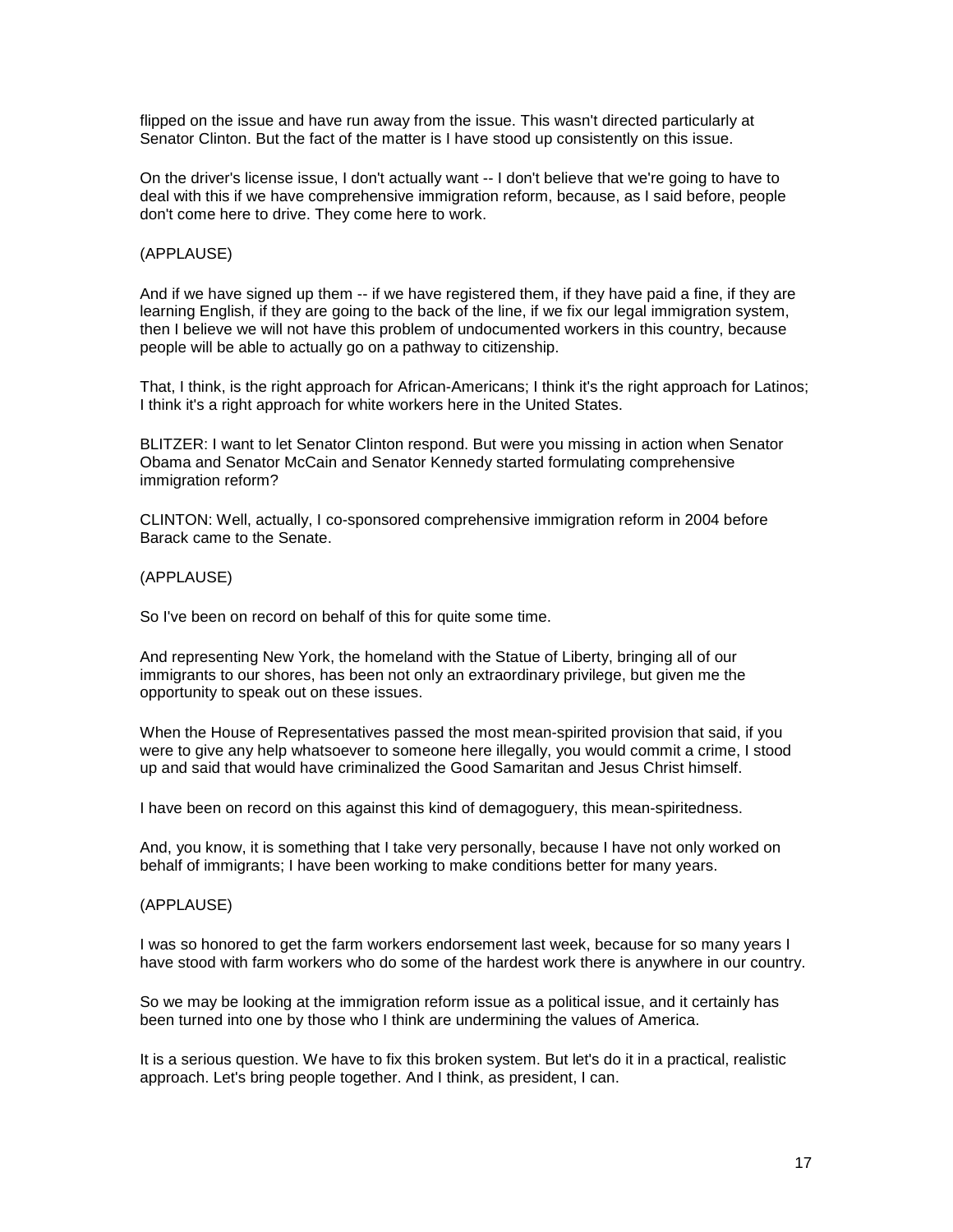flipped on the issue and have run away from the issue. This wasn't directed particularly at Senator Clinton. But the fact of the matter is I have stood up consistently on this issue.

On the driver's license issue, I don't actually want -- I don't believe that we're going to have to deal with this if we have comprehensive immigration reform, because, as I said before, people don't come here to drive. They come here to work.

(APPLAUSE)

And if we have signed up them -- if we have registered them, if they have paid a fine, if they are learning English, if they are going to the back of the line, if we fix our legal immigration system, then I believe we will not have this problem of undocumented workers in this country, because people will be able to actually go on a pathway to citizenship.

That, I think, is the right approach for African-Americans; I think it's the right approach for Latinos; I think it's a right approach for white workers here in the United States.

BLITZER: I want to let Senator Clinton respond. But were you missing in action when Senator Obama and Senator McCain and Senator Kennedy started formulating comprehensive immigration reform?

CLINTON: Well, actually, I co-sponsored comprehensive immigration reform in 2004 before Barack came to the Senate.

(APPLAUSE)

So I've been on record on behalf of this for quite some time.

And representing New York, the homeland with the Statue of Liberty, bringing all of our immigrants to our shores, has been not only an extraordinary privilege, but given me the opportunity to speak out on these issues.

When the House of Representatives passed the most mean-spirited provision that said, if you were to give any help whatsoever to someone here illegally, you would commit a crime, I stood up and said that would have criminalized the Good Samaritan and Jesus Christ himself.

I have been on record on this against this kind of demagoguery, this mean-spiritedness.

And, you know, it is something that I take very personally, because I have not only worked on behalf of immigrants; I have been working to make conditions better for many years.

(APPLAUSE)

I was so honored to get the farm workers endorsement last week, because for so many years I have stood with farm workers who do some of the hardest work there is anywhere in our country.

So we may be looking at the immigration reform issue as a political issue, and it certainly has been turned into one by those who I think are undermining the values of America.

It is a serious question. We have to fix this broken system. But let's do it in a practical, realistic approach. Let's bring people together. And I think, as president, I can.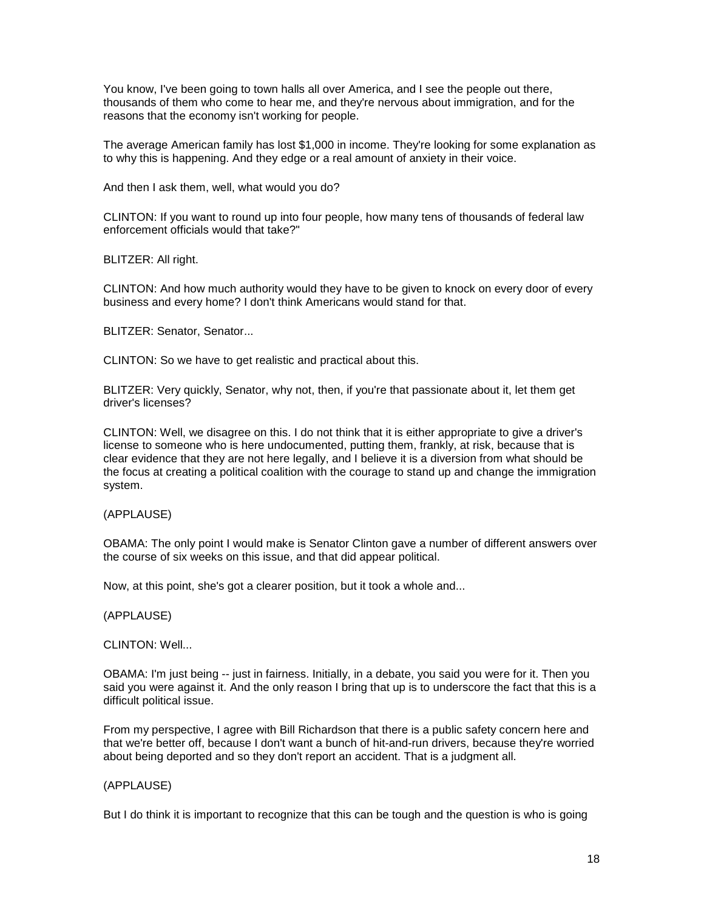You know, I've been going to town halls all over America, and I see the people out there, thousands of them who come to hear me, and they're nervous about immigration, and for the reasons that the economy isn't working for people.

The average American family has lost $1,000 in income. They're looking for some explanation as to why this is happening. And they edge or a real amount of anxiety in their voice.

And then I ask them, well, what would you do?

CLINTON: If you want to round up into four people, how many tens of thousands of federal law enforcement officials would that take?"

BLITZER: All right.

CLINTON: And how much authority would they have to be given to knock on every door of every business and every home? I don't think Americans would stand for that.

BLITZER: Senator, Senator...

CLINTON: So we have to get realistic and practical about this.

BLITZER: Very quickly, Senator, why not, then, if you're that passionate about it, let them get driver's licenses?

CLINTON: Well, we disagree on this. I do not think that it is either appropriate to give a driver's license to someone who is here undocumented, putting them, frankly, at risk, because that is clear evidence that they are not here legally, and I believe it is a diversion from what should be the focus at creating a political coalition with the courage to stand up and change the immigration system.

(APPLAUSE)

OBAMA: The only point I would make is Senator Clinton gave a number of different answers over the course of six weeks on this issue, and that did appear political.

Now, at this point, she's got a clearer position, but it took a whole and...

(APPLAUSE)

CLINTON: Well...

OBAMA: I'm just being -- just in fairness. Initially, in a debate, you said you were for it. Then you said you were against it. And the only reason I bring that up is to underscore the fact that this is a difficult political issue.

From my perspective, I agree with Bill Richardson that there is a public safety concern here and that we're better off, because I don't want a bunch of hit-and-run drivers, because they're worried about being deported and so they don't report an accident. That is a judgment all.

(APPLAUSE)

But I do think it is important to recognize that this can be tough and the question is who is going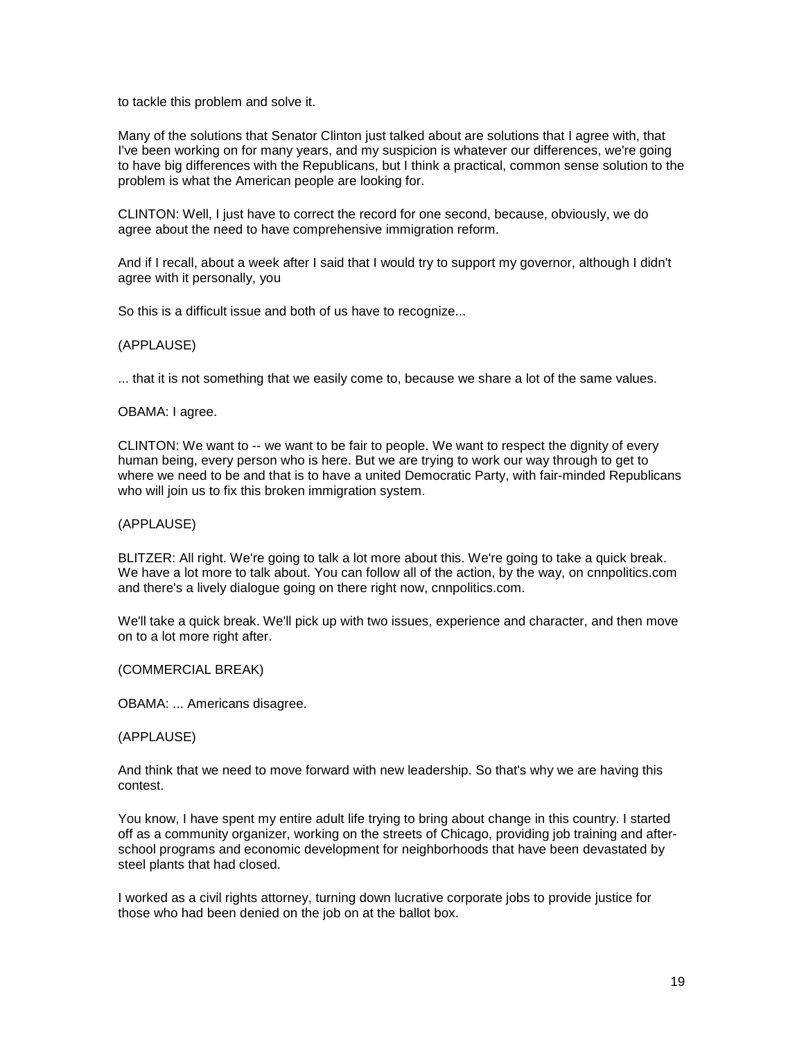to tackle this problem and solve it.

Many of the solutions that Senator Clinton just talked about are solutions that I agree with, that I've been working on for many years, and my suspicion is whatever our differences, we're going to have big differences with the Republicans, but I think a practical, common sense solution to the problem is what the American people are looking for.

CLINTON: Well, I just have to correct the record for one second, because, obviously, we do agree about the need to have comprehensive immigration reform.

And if I recall, about a week after I said that I would try to support my governor, although I didn't agree with it personally, you

So this is a difficult issue and both of us have to recognize...

(APPLAUSE)

... that it is not something that we easily come to, because we share a lot of the same values.

OBAMA: I agree.

CLINTON: We want to -- we want to be fair to people. We want to respect the dignity of every human being, every person who is here. But we are trying to work our way through to get to where we need to be and that is to have a united Democratic Party, with fair-minded Republicans who will join us to fix this broken immigration system.

(APPLAUSE)

BLITZER: All right. We're going to talk a lot more about this. We're going to take a quick break. We have a lot more to talk about. You can follow all of the action, by the way, on cnnpolitics.com and there's a lively dialogue going on there right now, cnnpolitics.com.

We'll take a quick break. We'll pick up with two issues, experience and character, and then move on to a lot more right after.

(COMMERCIAL BREAK)

OBAMA: ... Americans disagree.

(APPLAUSE)

And think that we need to move forward with new leadership. So that's why we are having this contest.

You know, I have spent my entire adult life trying to bring about change in this country. I started off as a community organizer, working on the streets of Chicago, providing job training and after-school programs and economic development for neighborhoods that have been devastated by steel plants that had closed.

I worked as a civil rights attorney, turning down lucrative corporate jobs to provide justice for those who had been denied on the job on at the ballot box.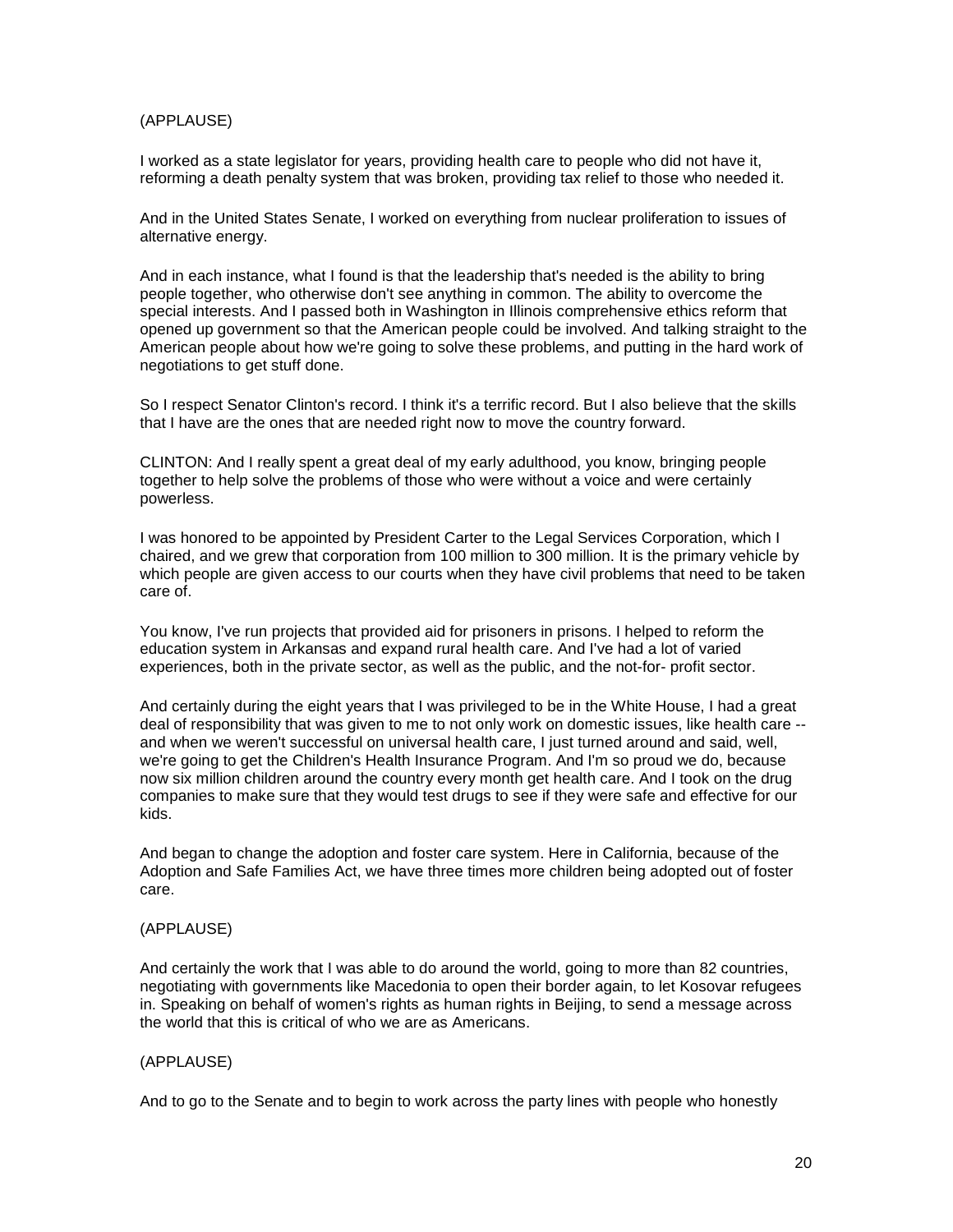(APPLAUSE)

I worked as a state legislator for years, providing health care to people who did not have it, reforming a death penalty system that was broken, providing tax relief to those who needed it.

And in the United States Senate, I worked on everything from nuclear proliferation to issues of alternative energy.

And in each instance, what I found is that the leadership that's needed is the ability to bring people together, who otherwise don't see anything in common. The ability to overcome the special interests. And I passed both in Washington in Illinois comprehensive ethics reform that opened up government so that the American people could be involved. And talking straight to the American people about how we're going to solve these problems, and putting in the hard work of negotiations to get stuff done.

So I respect Senator Clinton's record. I think it's a terrific record. But I also believe that the skills that I have are the ones that are needed right now to move the country forward.

CLINTON: And I really spent a great deal of my early adulthood, you know, bringing people together to help solve the problems of those who were without a voice and were certainly powerless.

I was honored to be appointed by President Carter to the Legal Services Corporation, which I chaired, and we grew that corporation from 100 million to 300 million. It is the primary vehicle by which people are given access to our courts when they have civil problems that need to be taken care of.

You know, I've run projects that provided aid for prisoners in prisons. I helped to reform the education system in Arkansas and expand rural health care. And I've had a lot of varied experiences, both in the private sector, as well as the public, and the not-for- profit sector.

And certainly during the eight years that I was privileged to be in the White House, I had a great deal of responsibility that was given to me to not only work on domestic issues, like health care -- and when we weren't successful on universal health care, I just turned around and said, well, we're going to get the Children's Health Insurance Program. And I'm so proud we do, because now six million children around the country every month get health care. And I took on the drug companies to make sure that they would test drugs to see if they were safe and effective for our kids.

And began to change the adoption and foster care system. Here in California, because of the Adoption and Safe Families Act, we have three times more children being adopted out of foster care.

(APPLAUSE)

And certainly the work that I was able to do around the world, going to more than 82 countries, negotiating with governments like Macedonia to open their border again, to let Kosovar refugees in. Speaking on behalf of women's rights as human rights in Beijing, to send a message across the world that this is critical of who we are as Americans.

(APPLAUSE)

And to go to the Senate and to begin to work across the party lines with people who honestly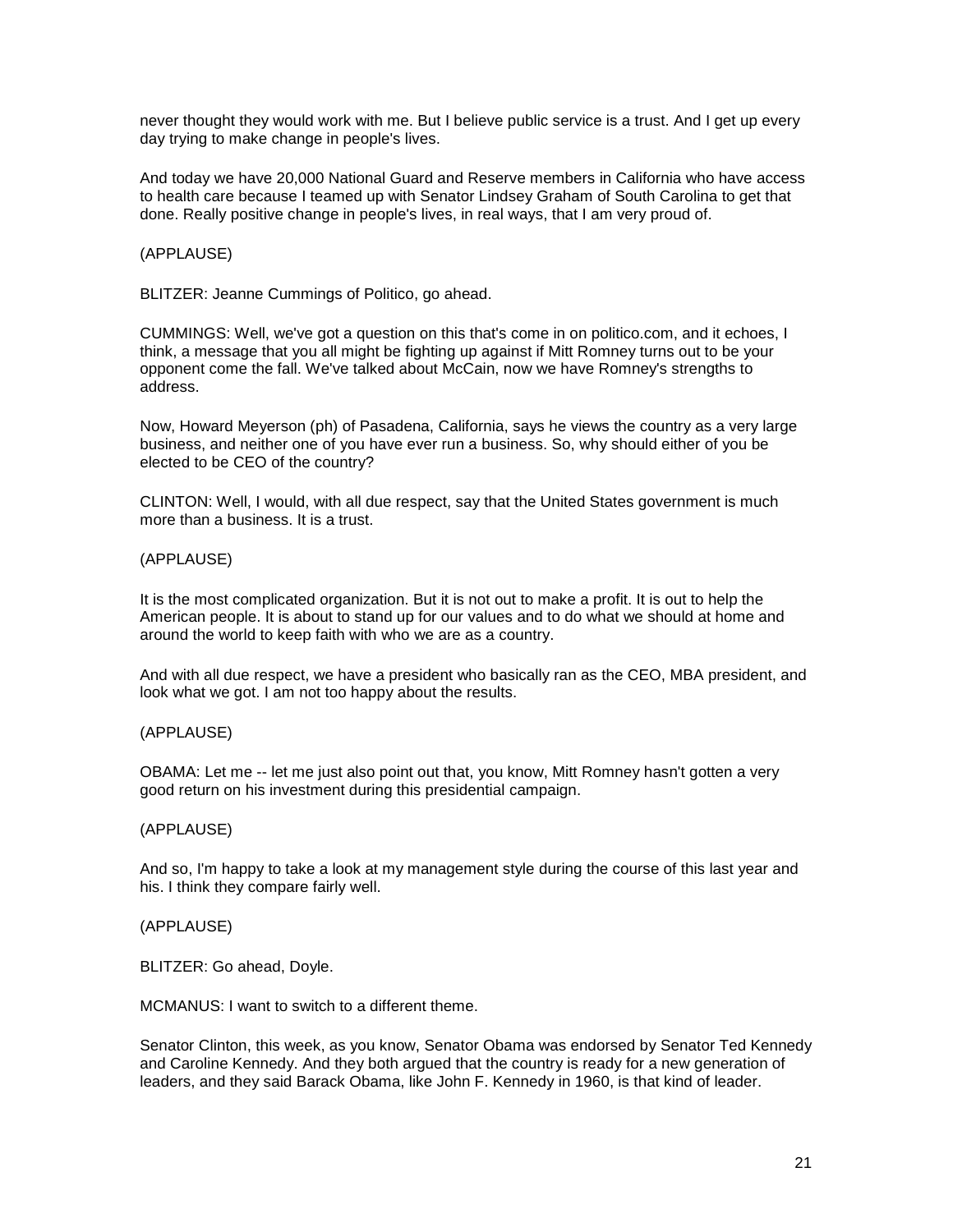never thought they would work with me. But I believe public service is a trust. And I get up every day trying to make change in people's lives.

And today we have 20,000 National Guard and Reserve members in California who have access to health care because I teamed up with Senator Lindsey Graham of South Carolina to get that done. Really positive change in people's lives, in real ways, that I am very proud of.

(APPLAUSE)

BLITZER: Jeanne Cummings of Politico, go ahead.

CUMMINGS: Well, we've got a question on this that's come in on politico.com, and it echoes, I think, a message that you all might be fighting up against if Mitt Romney turns out to be your opponent come the fall. We've talked about McCain, now we have Romney's strengths to address.

Now, Howard Meyerson (ph) of Pasadena, California, says he views the country as a very large business, and neither one of you have ever run a business. So, why should either of you be elected to be CEO of the country?

CLINTON: Well, I would, with all due respect, say that the United States government is much more than a business. It is a trust.

(APPLAUSE)

It is the most complicated organization. But it is not out to make a profit. It is out to help the American people. It is about to stand up for our values and to do what we should at home and around the world to keep faith with who we are as a country.

And with all due respect, we have a president who basically ran as the CEO, MBA president, and look what we got. I am not too happy about the results.

(APPLAUSE)

OBAMA: Let me -- let me just also point out that, you know, Mitt Romney hasn't gotten a very good return on his investment during this presidential campaign.

(APPLAUSE)

And so, I'm happy to take a look at my management style during the course of this last year and his. I think they compare fairly well.

(APPLAUSE)

BLITZER: Go ahead, Doyle.

MCMANUS: I want to switch to a different theme.

Senator Clinton, this week, as you know, Senator Obama was endorsed by Senator Ted Kennedy and Caroline Kennedy. And they both argued that the country is ready for a new generation of leaders, and they said Barack Obama, like John F. Kennedy in 1960, is that kind of leader.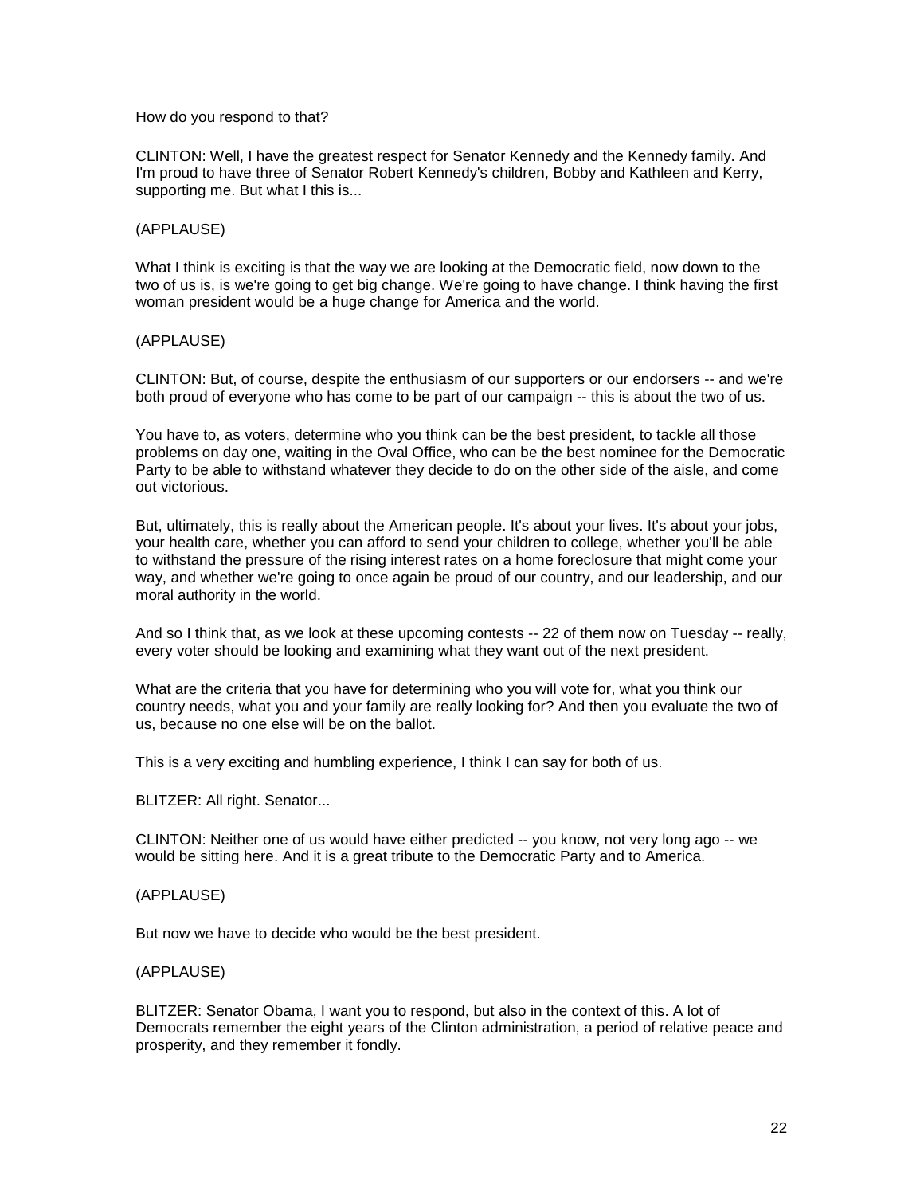How do you respond to that?

CLINTON: Well, I have the greatest respect for Senator Kennedy and the Kennedy family. And I'm proud to have three of Senator Robert Kennedy's children, Bobby and Kathleen and Kerry, supporting me. But what I this is...

(APPLAUSE)

What I think is exciting is that the way we are looking at the Democratic field, now down to the two of us is, is we're going to get big change. We're going to have change. I think having the first woman president would be a huge change for America and the world.

(APPLAUSE)

CLINTON: But, of course, despite the enthusiasm of our supporters or our endorsers -- and we're both proud of everyone who has come to be part of our campaign -- this is about the two of us.

You have to, as voters, determine who you think can be the best president, to tackle all those problems on day one, waiting in the Oval Office, who can be the best nominee for the Democratic Party to be able to withstand whatever they decide to do on the other side of the aisle, and come out victorious.

But, ultimately, this is really about the American people. It's about your lives. It's about your jobs, your health care, whether you can afford to send your children to college, whether you'll be able to withstand the pressure of the rising interest rates on a home foreclosure that might come your way, and whether we're going to once again be proud of our country, and our leadership, and our moral authority in the world.

And so I think that, as we look at these upcoming contests -- 22 of them now on Tuesday -- really, every voter should be looking and examining what they want out of the next president.

What are the criteria that you have for determining who you will vote for, what you think our country needs, what you and your family are really looking for? And then you evaluate the two of us, because no one else will be on the ballot.

This is a very exciting and humbling experience, I think I can say for both of us.

BLITZER: All right. Senator...

CLINTON: Neither one of us would have either predicted -- you know, not very long ago -- we would be sitting here. And it is a great tribute to the Democratic Party and to America.

(APPLAUSE)

But now we have to decide who would be the best president.

(APPLAUSE)

BLITZER: Senator Obama, I want you to respond, but also in the context of this. A lot of Democrats remember the eight years of the Clinton administration, a period of relative peace and prosperity, and they remember it fondly.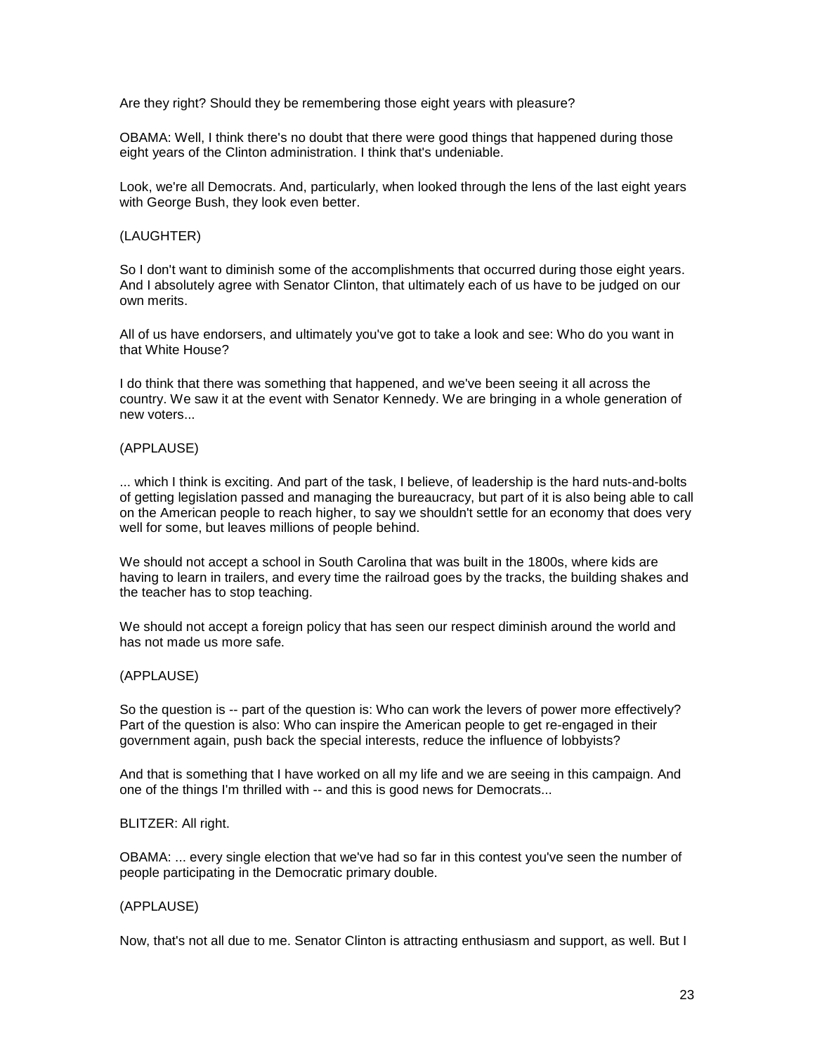Are they right? Should they be remembering those eight years with pleasure?

OBAMA: Well, I think there's no doubt that there were good things that happened during those eight years of the Clinton administration. I think that's undeniable.

Look, we're all Democrats. And, particularly, when looked through the lens of the last eight years with George Bush, they look even better.

(LAUGHTER)

So I don't want to diminish some of the accomplishments that occurred during those eight years. And I absolutely agree with Senator Clinton, that ultimately each of us have to be judged on our own merits.

All of us have endorsers, and ultimately you've got to take a look and see: Who do you want in that White House?

I do think that there was something that happened, and we've been seeing it all across the country. We saw it at the event with Senator Kennedy. We are bringing in a whole generation of new voters...

(APPLAUSE)

... which I think is exciting. And part of the task, I believe, of leadership is the hard nuts-and-bolts of getting legislation passed and managing the bureaucracy, but part of it is also being able to call on the American people to reach higher, to say we shouldn't settle for an economy that does very well for some, but leaves millions of people behind.

We should not accept a school in South Carolina that was built in the 1800s, where kids are having to learn in trailers, and every time the railroad goes by the tracks, the building shakes and the teacher has to stop teaching.

We should not accept a foreign policy that has seen our respect diminish around the world and has not made us more safe.

(APPLAUSE)

So the question is -- part of the question is: Who can work the levers of power more effectively? Part of the question is also: Who can inspire the American people to get re-engaged in their government again, push back the special interests, reduce the influence of lobbyists?

And that is something that I have worked on all my life and we are seeing in this campaign. And one of the things I'm thrilled with -- and this is good news for Democrats...

BLITZER: All right.

OBAMA: ... every single election that we've had so far in this contest you've seen the number of people participating in the Democratic primary double.

(APPLAUSE)

Now, that's not all due to me. Senator Clinton is attracting enthusiasm and support, as well. But I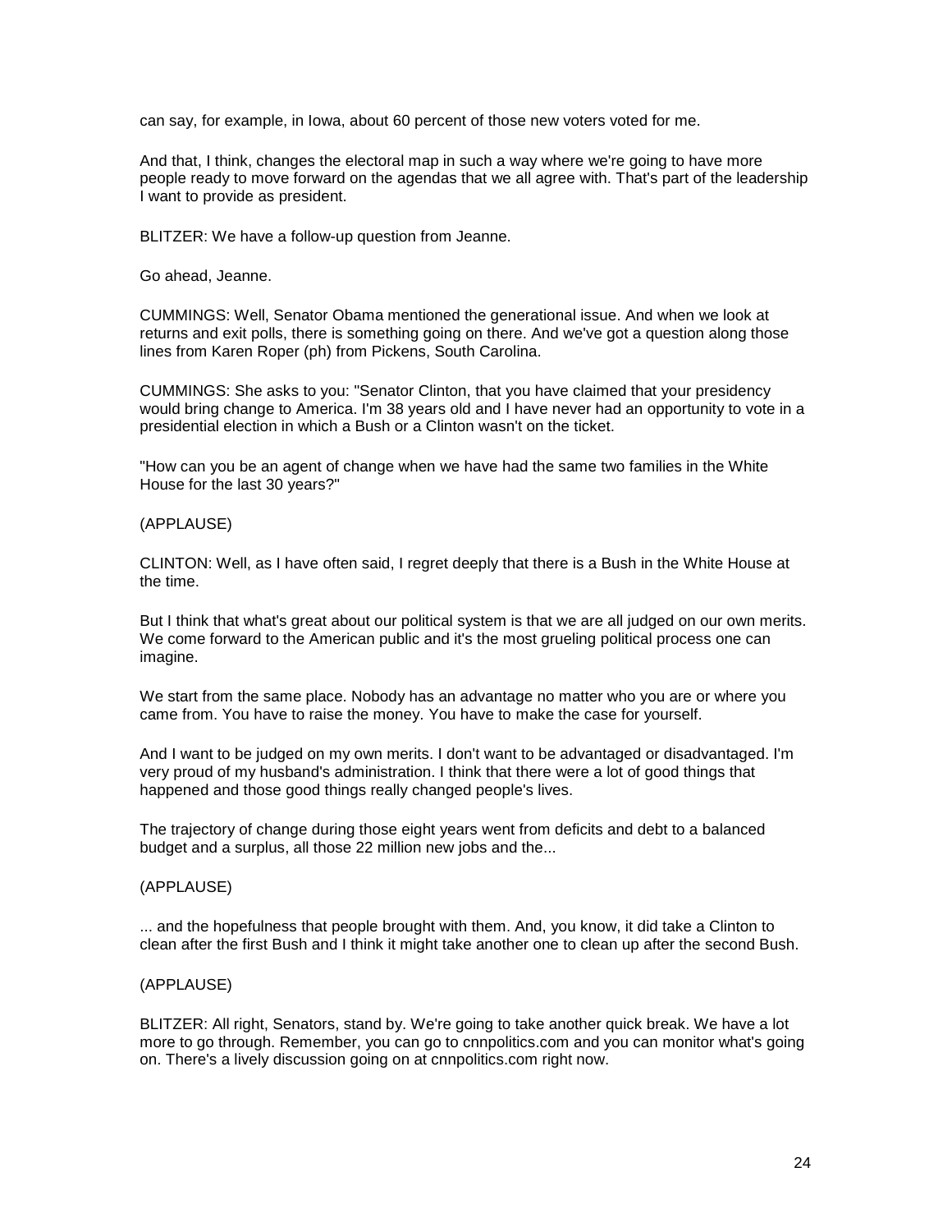can say, for example, in Iowa, about 60 percent of those new voters voted for me.

And that, I think, changes the electoral map in such a way where we're going to have more people ready to move forward on the agendas that we all agree with. That's part of the leadership I want to provide as president.

BLITZER: We have a follow-up question from Jeanne.

Go ahead, Jeanne.

CUMMINGS: Well, Senator Obama mentioned the generational issue. And when we look at returns and exit polls, there is something going on there. And we've got a question along those lines from Karen Roper (ph) from Pickens, South Carolina.

CUMMINGS: She asks to you: "Senator Clinton, that you have claimed that your presidency would bring change to America. I'm 38 years old and I have never had an opportunity to vote in a presidential election in which a Bush or a Clinton wasn't on the ticket.

"How can you be an agent of change when we have had the same two families in the White House for the last 30 years?"

(APPLAUSE)

CLINTON: Well, as I have often said, I regret deeply that there is a Bush in the White House at the time.

But I think that what's great about our political system is that we are all judged on our own merits. We come forward to the American public and it's the most grueling political process one can imagine.

We start from the same place. Nobody has an advantage no matter who you are or where you came from. You have to raise the money. You have to make the case for yourself.

And I want to be judged on my own merits. I don't want to be advantaged or disadvantaged. I'm very proud of my husband's administration. I think that there were a lot of good things that happened and those good things really changed people's lives.

The trajectory of change during those eight years went from deficits and debt to a balanced budget and a surplus, all those 22 million new jobs and the...

(APPLAUSE)

... and the hopefulness that people brought with them. And, you know, it did take a Clinton to clean after the first Bush and I think it might take another one to clean up after the second Bush.

(APPLAUSE)

BLITZER: All right, Senators, stand by. We're going to take another quick break. We have a lot more to go through. Remember, you can go to cnnpolitics.com and you can monitor what's going on. There's a lively discussion going on at cnnpolitics.com right now.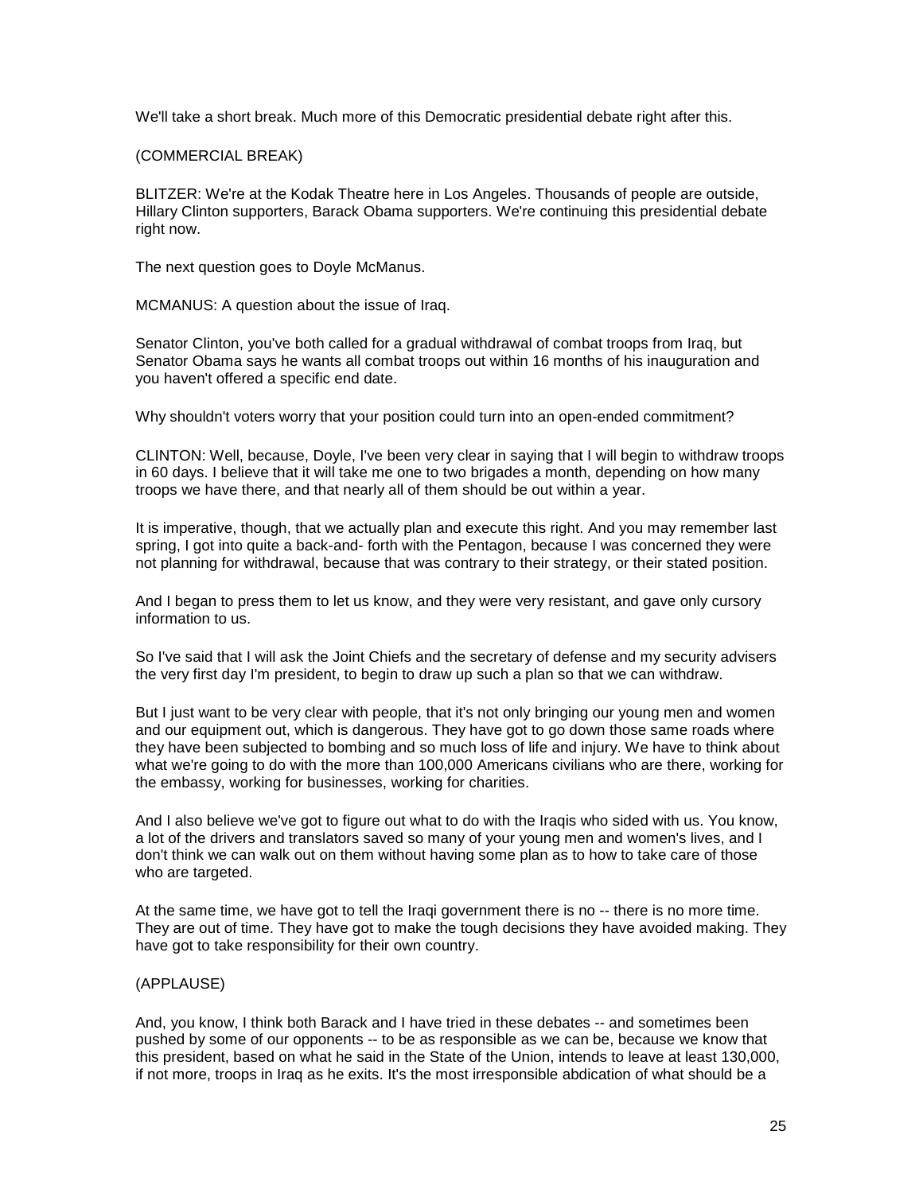We'll take a short break. Much more of this Democratic presidential debate right after this.

(COMMERCIAL BREAK)

BLITZER: We're at the Kodak Theatre here in Los Angeles. Thousands of people are outside, Hillary Clinton supporters, Barack Obama supporters. We're continuing this presidential debate right now.

The next question goes to Doyle McManus.

MCMANUS: A question about the issue of Iraq.

Senator Clinton, you've both called for a gradual withdrawal of combat troops from Iraq, but Senator Obama says he wants all combat troops out within 16 months of his inauguration and you haven't offered a specific end date.

Why shouldn't voters worry that your position could turn into an open-ended commitment?

CLINTON: Well, because, Doyle, I've been very clear in saying that I will begin to withdraw troops in 60 days. I believe that it will take me one to two brigades a month, depending on how many troops we have there, and that nearly all of them should be out within a year.

It is imperative, though, that we actually plan and execute this right. And you may remember last spring, I got into quite a back-and- forth with the Pentagon, because I was concerned they were not planning for withdrawal, because that was contrary to their strategy, or their stated position.

And I began to press them to let us know, and they were very resistant, and gave only cursory information to us.

So I've said that I will ask the Joint Chiefs and the secretary of defense and my security advisers the very first day I'm president, to begin to draw up such a plan so that we can withdraw.

But I just want to be very clear with people, that it's not only bringing our young men and women and our equipment out, which is dangerous. They have got to go down those same roads where they have been subjected to bombing and so much loss of life and injury. We have to think about what we're going to do with the more than 100,000 Americans civilians who are there, working for the embassy, working for businesses, working for charities.

And I also believe we've got to figure out what to do with the Iraqis who sided with us. You know, a lot of the drivers and translators saved so many of your young men and women's lives, and I don't think we can walk out on them without having some plan as to how to take care of those who are targeted.

At the same time, we have got to tell the Iraqi government there is no -- there is no more time. They are out of time. They have got to make the tough decisions they have avoided making. They have got to take responsibility for their own country.

(APPLAUSE)

And, you know, I think both Barack and I have tried in these debates -- and sometimes been pushed by some of our opponents -- to be as responsible as we can be, because we know that this president, based on what he said in the State of the Union, intends to leave at least 130,000, if not more, troops in Iraq as he exits. It's the most irresponsible abdication of what should be a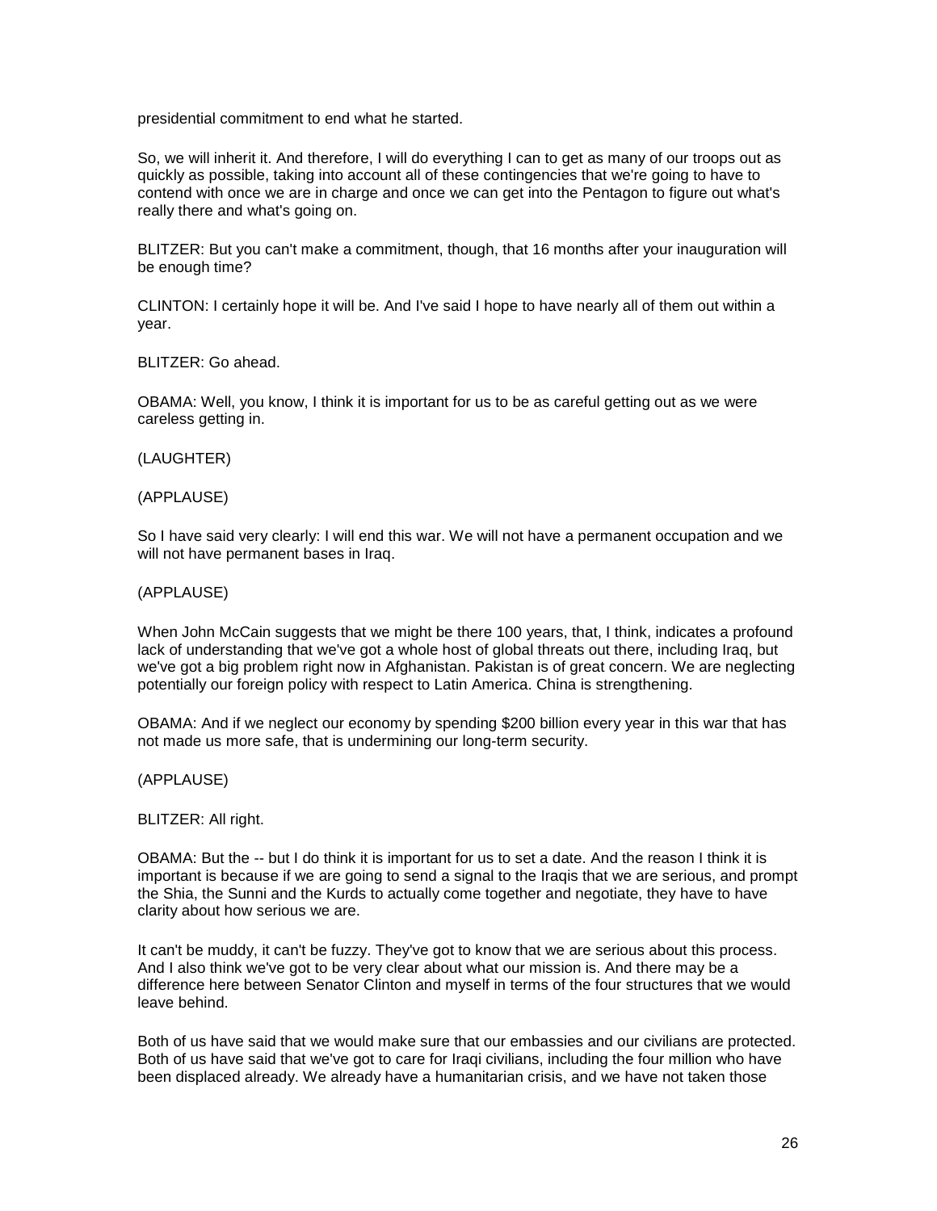presidential commitment to end what he started.

So, we will inherit it. And therefore, I will do everything I can to get as many of our troops out as quickly as possible, taking into account all of these contingencies that we're going to have to contend with once we are in charge and once we can get into the Pentagon to figure out what's really there and what's going on.

BLITZER: But you can't make a commitment, though, that 16 months after your inauguration will be enough time?

CLINTON: I certainly hope it will be. And I've said I hope to have nearly all of them out within a year.

BLITZER: Go ahead.

OBAMA: Well, you know, I think it is important for us to be as careful getting out as we were careless getting in.

(LAUGHTER)

(APPLAUSE)

So I have said very clearly: I will end this war. We will not have a permanent occupation and we will not have permanent bases in Iraq.

(APPLAUSE)

When John McCain suggests that we might be there 100 years, that, I think, indicates a profound lack of understanding that we've got a whole host of global threats out there, including Iraq, but we've got a big problem right now in Afghanistan. Pakistan is of great concern. We are neglecting potentially our foreign policy with respect to Latin America. China is strengthening.

OBAMA: And if we neglect our economy by spending $200 billion every year in this war that has not made us more safe, that is undermining our long-term security.

(APPLAUSE)

BLITZER: All right.

OBAMA: But the -- but I do think it is important for us to set a date. And the reason I think it is important is because if we are going to send a signal to the Iraqis that we are serious, and prompt the Shia, the Sunni and the Kurds to actually come together and negotiate, they have to have clarity about how serious we are.

It can't be muddy, it can't be fuzzy. They've got to know that we are serious about this process. And I also think we've got to be very clear about what our mission is. And there may be a difference here between Senator Clinton and myself in terms of the four structures that we would leave behind.

Both of us have said that we would make sure that our embassies and our civilians are protected. Both of us have said that we've got to care for Iraqi civilians, including the four million who have been displaced already. We already have a humanitarian crisis, and we have not taken those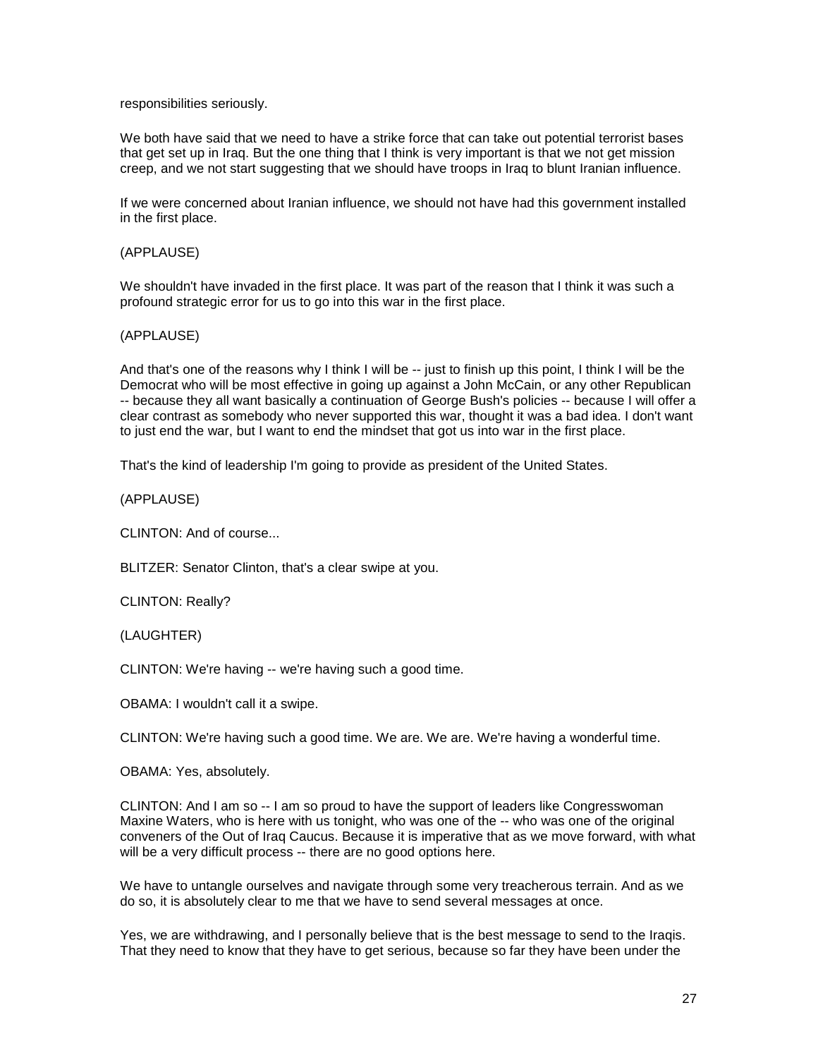responsibilities seriously.

We both have said that we need to have a strike force that can take out potential terrorist bases that get set up in Iraq. But the one thing that I think is very important is that we not get mission creep, and we not start suggesting that we should have troops in Iraq to blunt Iranian influence.

If we were concerned about Iranian influence, we should not have had this government installed in the first place.

(APPLAUSE)

We shouldn't have invaded in the first place. It was part of the reason that I think it was such a profound strategic error for us to go into this war in the first place.

(APPLAUSE)

And that's one of the reasons why I think I will be -- just to finish up this point, I think I will be the Democrat who will be most effective in going up against a John McCain, or any other Republican -- because they all want basically a continuation of George Bush's policies -- because I will offer a clear contrast as somebody who never supported this war, thought it was a bad idea. I don't want to just end the war, but I want to end the mindset that got us into war in the first place.

That's the kind of leadership I'm going to provide as president of the United States.

(APPLAUSE)

CLINTON: And of course...

BLITZER: Senator Clinton, that's a clear swipe at you.

CLINTON: Really?

(LAUGHTER)

CLINTON: We're having -- we're having such a good time.

OBAMA: I wouldn't call it a swipe.

CLINTON: We're having such a good time. We are. We are. We're having a wonderful time.

OBAMA: Yes, absolutely.

CLINTON: And I am so -- I am so proud to have the support of leaders like Congresswoman Maxine Waters, who is here with us tonight, who was one of the -- who was one of the original conveners of the Out of Iraq Caucus. Because it is imperative that as we move forward, with what will be a very difficult process -- there are no good options here.

We have to untangle ourselves and navigate through some very treacherous terrain. And as we do so, it is absolutely clear to me that we have to send several messages at once.

Yes, we are withdrawing, and I personally believe that is the best message to send to the Iraqis. That they need to know that they have to get serious, because so far they have been under the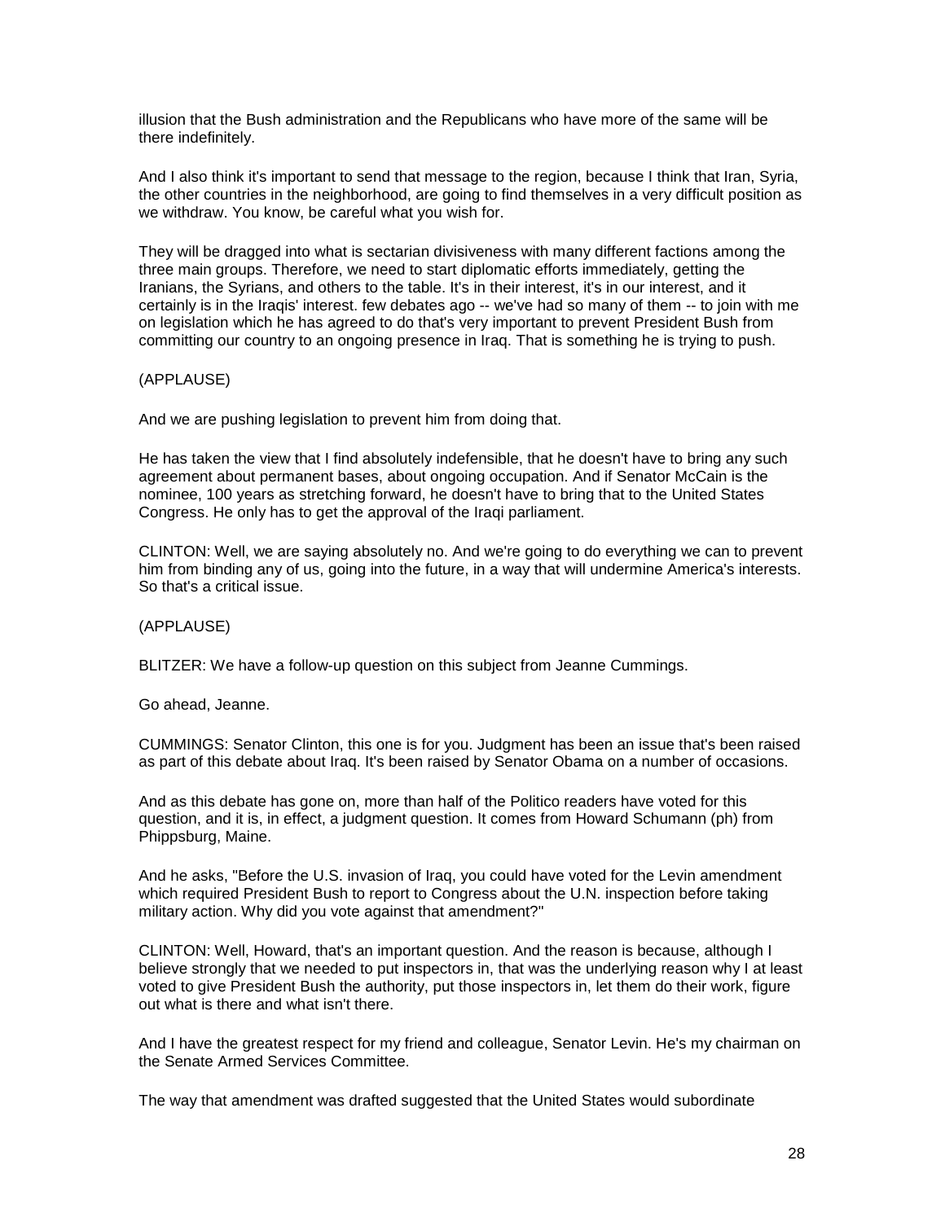illusion that the Bush administration and the Republicans who have more of the same will be there indefinitely.

And I also think it's important to send that message to the region, because I think that Iran, Syria, the other countries in the neighborhood, are going to find themselves in a very difficult position as we withdraw. You know, be careful what you wish for.

They will be dragged into what is sectarian divisiveness with many different factions among the three main groups. Therefore, we need to start diplomatic efforts immediately, getting the Iranians, the Syrians, and others to the table. It's in their interest, it's in our interest, and it certainly is in the Iraqis' interest. few debates ago -- we've had so many of them -- to join with me on legislation which he has agreed to do that's very important to prevent President Bush from committing our country to an ongoing presence in Iraq. That is something he is trying to push.

(APPLAUSE)

And we are pushing legislation to prevent him from doing that.

He has taken the view that I find absolutely indefensible, that he doesn't have to bring any such agreement about permanent bases, about ongoing occupation. And if Senator McCain is the nominee, 100 years as stretching forward, he doesn't have to bring that to the United States Congress. He only has to get the approval of the Iraqi parliament.

CLINTON: Well, we are saying absolutely no. And we're going to do everything we can to prevent him from binding any of us, going into the future, in a way that will undermine America's interests. So that's a critical issue.

(APPLAUSE)

BLITZER: We have a follow-up question on this subject from Jeanne Cummings.

Go ahead, Jeanne.

CUMMINGS: Senator Clinton, this one is for you. Judgment has been an issue that's been raised as part of this debate about Iraq. It's been raised by Senator Obama on a number of occasions.

And as this debate has gone on, more than half of the Politico readers have voted for this question, and it is, in effect, a judgment question. It comes from Howard Schumann (ph) from Phippsburg, Maine.

And he asks, "Before the U.S. invasion of Iraq, you could have voted for the Levin amendment which required President Bush to report to Congress about the U.N. inspection before taking military action. Why did you vote against that amendment?"

CLINTON: Well, Howard, that's an important question. And the reason is because, although I believe strongly that we needed to put inspectors in, that was the underlying reason why I at least voted to give President Bush the authority, put those inspectors in, let them do their work, figure out what is there and what isn't there.

And I have the greatest respect for my friend and colleague, Senator Levin. He's my chairman on the Senate Armed Services Committee.

The way that amendment was drafted suggested that the United States would subordinate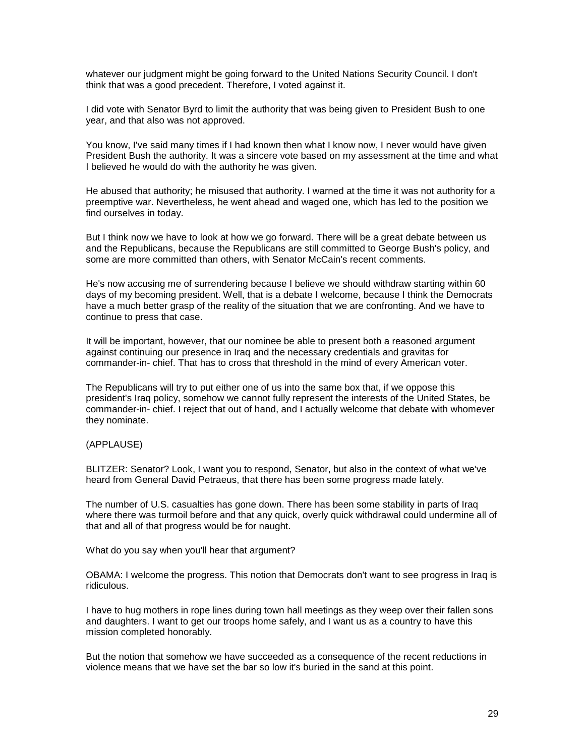whatever our judgment might be going forward to the United Nations Security Council. I don't think that was a good precedent. Therefore, I voted against it.

I did vote with Senator Byrd to limit the authority that was being given to President Bush to one year, and that also was not approved.

You know, I've said many times if I had known then what I know now, I never would have given President Bush the authority. It was a sincere vote based on my assessment at the time and what I believed he would do with the authority he was given.

He abused that authority; he misused that authority. I warned at the time it was not authority for a preemptive war. Nevertheless, he went ahead and waged one, which has led to the position we find ourselves in today.

But I think now we have to look at how we go forward. There will be a great debate between us and the Republicans, because the Republicans are still committed to George Bush's policy, and some are more committed than others, with Senator McCain's recent comments.

He's now accusing me of surrendering because I believe we should withdraw starting within 60 days of my becoming president. Well, that is a debate I welcome, because I think the Democrats have a much better grasp of the reality of the situation that we are confronting. And we have to continue to press that case.

It will be important, however, that our nominee be able to present both a reasoned argument against continuing our presence in Iraq and the necessary credentials and gravitas for commander-in- chief. That has to cross that threshold in the mind of every American voter.

The Republicans will try to put either one of us into the same box that, if we oppose this president's Iraq policy, somehow we cannot fully represent the interests of the United States, be commander-in- chief. I reject that out of hand, and I actually welcome that debate with whomever they nominate.

(APPLAUSE)

BLITZER: Senator? Look, I want you to respond, Senator, but also in the context of what we've heard from General David Petraeus, that there has been some progress made lately.

The number of U.S. casualties has gone down. There has been some stability in parts of Iraq where there was turmoil before and that any quick, overly quick withdrawal could undermine all of that and all of that progress would be for naught.

What do you say when you'll hear that argument?

OBAMA: I welcome the progress. This notion that Democrats don't want to see progress in Iraq is ridiculous.

I have to hug mothers in rope lines during town hall meetings as they weep over their fallen sons and daughters. I want to get our troops home safely, and I want us as a country to have this mission completed honorably.

But the notion that somehow we have succeeded as a consequence of the recent reductions in violence means that we have set the bar so low it's buried in the sand at this point.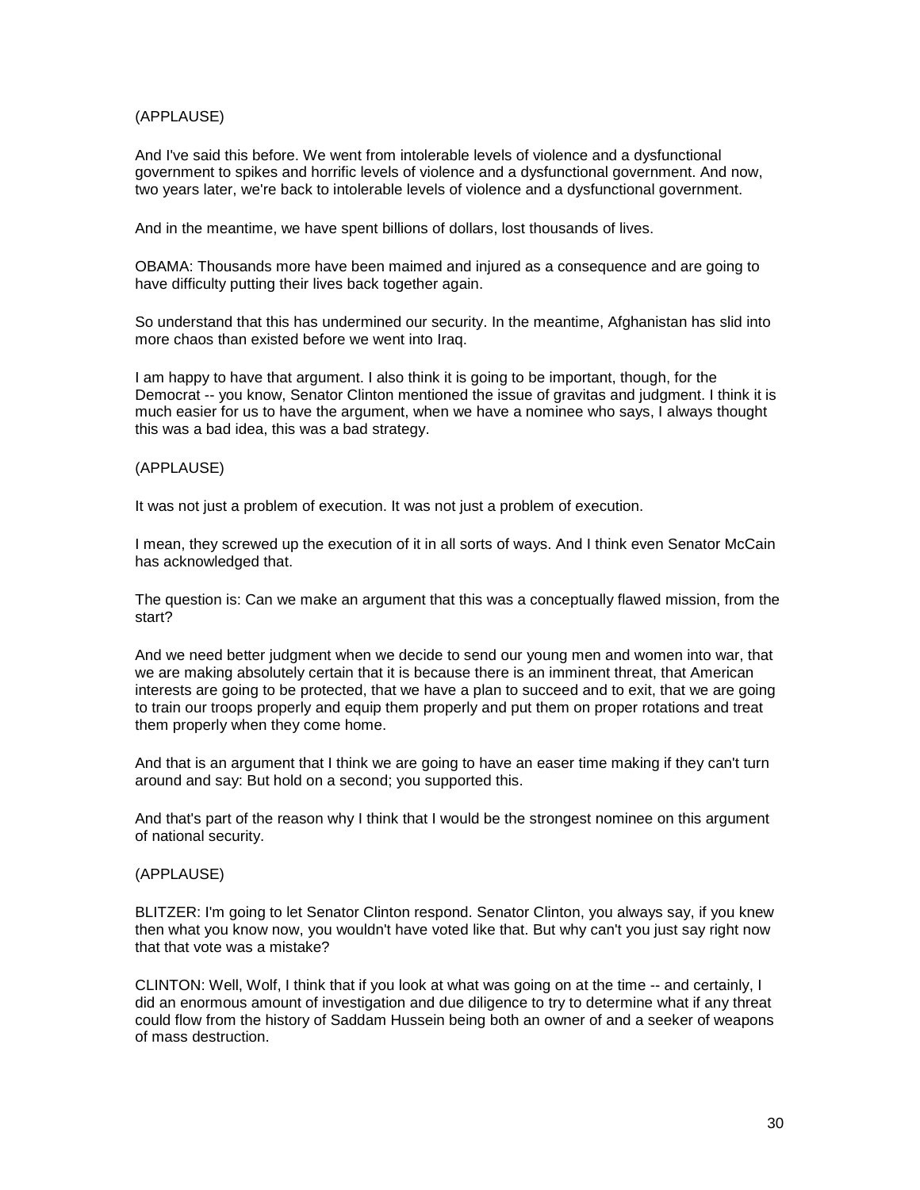(APPLAUSE)

And I've said this before. We went from intolerable levels of violence and a dysfunctional government to spikes and horrific levels of violence and a dysfunctional government. And now, two years later, we're back to intolerable levels of violence and a dysfunctional government.

And in the meantime, we have spent billions of dollars, lost thousands of lives.

OBAMA: Thousands more have been maimed and injured as a consequence and are going to have difficulty putting their lives back together again.

So understand that this has undermined our security. In the meantime, Afghanistan has slid into more chaos than existed before we went into Iraq.

I am happy to have that argument. I also think it is going to be important, though, for the Democrat -- you know, Senator Clinton mentioned the issue of gravitas and judgment. I think it is much easier for us to have the argument, when we have a nominee who says, I always thought this was a bad idea, this was a bad strategy.

(APPLAUSE)

It was not just a problem of execution. It was not just a problem of execution.

I mean, they screwed up the execution of it in all sorts of ways. And I think even Senator McCain has acknowledged that.

The question is: Can we make an argument that this was a conceptually flawed mission, from the start?

And we need better judgment when we decide to send our young men and women into war, that we are making absolutely certain that it is because there is an imminent threat, that American interests are going to be protected, that we have a plan to succeed and to exit, that we are going to train our troops properly and equip them properly and put them on proper rotations and treat them properly when they come home.

And that is an argument that I think we are going to have an easer time making if they can't turn around and say: But hold on a second; you supported this.

And that's part of the reason why I think that I would be the strongest nominee on this argument of national security.

(APPLAUSE)

BLITZER: I'm going to let Senator Clinton respond. Senator Clinton, you always say, if you knew then what you know now, you wouldn't have voted like that. But why can't you just say right now that that vote was a mistake?

CLINTON: Well, Wolf, I think that if you look at what was going on at the time -- and certainly, I did an enormous amount of investigation and due diligence to try to determine what if any threat could flow from the history of Saddam Hussein being both an owner of and a seeker of weapons of mass destruction.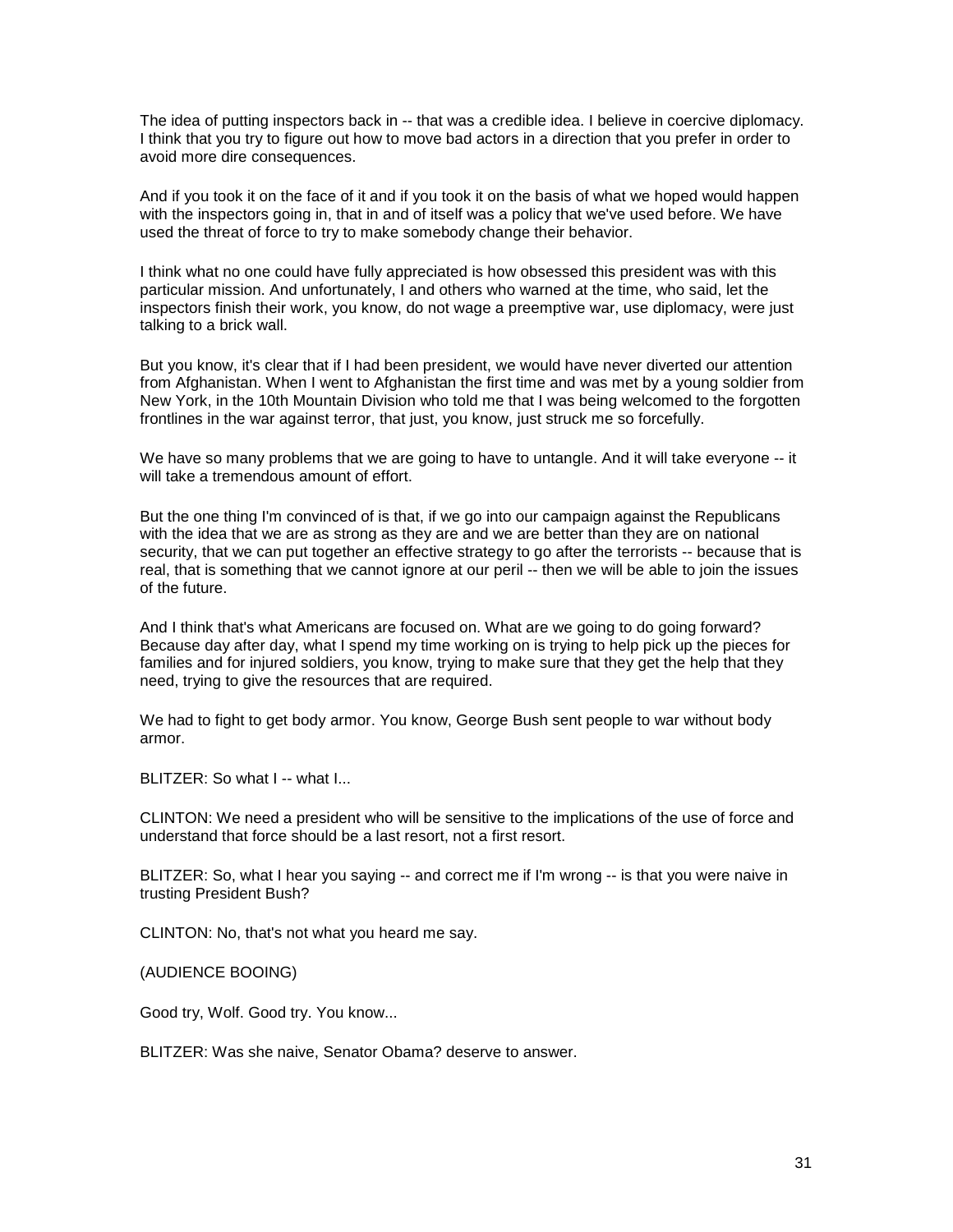The idea of putting inspectors back in -- that was a credible idea. I believe in coercive diplomacy. I think that you try to figure out how to move bad actors in a direction that you prefer in order to avoid more dire consequences.

And if you took it on the face of it and if you took it on the basis of what we hoped would happen with the inspectors going in, that in and of itself was a policy that we've used before. We have used the threat of force to try to make somebody change their behavior.

I think what no one could have fully appreciated is how obsessed this president was with this particular mission. And unfortunately, I and others who warned at the time, who said, let the inspectors finish their work, you know, do not wage a preemptive war, use diplomacy, were just talking to a brick wall.

But you know, it's clear that if I had been president, we would have never diverted our attention from Afghanistan. When I went to Afghanistan the first time and was met by a young soldier from New York, in the 10th Mountain Division who told me that I was being welcomed to the forgotten frontlines in the war against terror, that just, you know, just struck me so forcefully.

We have so many problems that we are going to have to untangle. And it will take everyone -- it will take a tremendous amount of effort.

But the one thing I'm convinced of is that, if we go into our campaign against the Republicans with the idea that we are as strong as they are and we are better than they are on national security, that we can put together an effective strategy to go after the terrorists -- because that is real, that is something that we cannot ignore at our peril -- then we will be able to join the issues of the future.

And I think that's what Americans are focused on. What are we going to do going forward? Because day after day, what I spend my time working on is trying to help pick up the pieces for families and for injured soldiers, you know, trying to make sure that they get the help that they need, trying to give the resources that are required.

We had to fight to get body armor. You know, George Bush sent people to war without body armor.

BLITZER: So what I -- what I...

CLINTON: We need a president who will be sensitive to the implications of the use of force and understand that force should be a last resort, not a first resort.

BLITZER: So, what I hear you saying -- and correct me if I'm wrong -- is that you were naive in trusting President Bush?

CLINTON: No, that's not what you heard me say.

(AUDIENCE BOOING)

Good try, Wolf. Good try. You know...

BLITZER: Was she naive, Senator Obama? deserve to answer.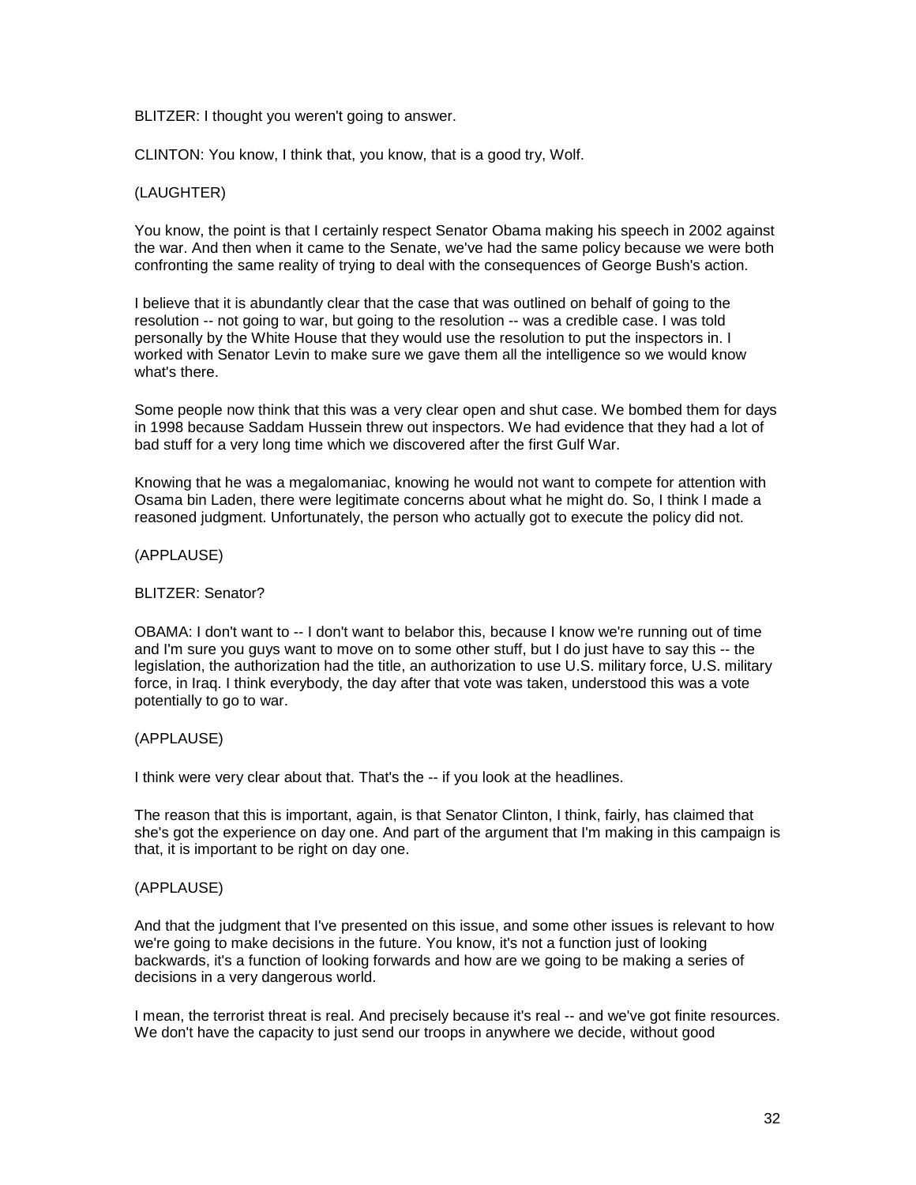BLITZER: I thought you weren't going to answer.

CLINTON: You know, I think that, you know, that is a good try, Wolf.

(LAUGHTER)

You know, the point is that I certainly respect Senator Obama making his speech in 2002 against the war. And then when it came to the Senate, we've had the same policy because we were both confronting the same reality of trying to deal with the consequences of George Bush's action.

I believe that it is abundantly clear that the case that was outlined on behalf of going to the resolution -- not going to war, but going to the resolution -- was a credible case. I was told personally by the White House that they would use the resolution to put the inspectors in. I worked with Senator Levin to make sure we gave them all the intelligence so we would know what's there.

Some people now think that this was a very clear open and shut case. We bombed them for days in 1998 because Saddam Hussein threw out inspectors. We had evidence that they had a lot of bad stuff for a very long time which we discovered after the first Gulf War.

Knowing that he was a megalomaniac, knowing he would not want to compete for attention with Osama bin Laden, there were legitimate concerns about what he might do. So, I think I made a reasoned judgment. Unfortunately, the person who actually got to execute the policy did not.

(APPLAUSE)

BLITZER: Senator?

OBAMA: I don't want to -- I don't want to belabor this, because I know we're running out of time and I'm sure you guys want to move on to some other stuff, but I do just have to say this -- the legislation, the authorization had the title, an authorization to use U.S. military force, U.S. military force, in Iraq. I think everybody, the day after that vote was taken, understood this was a vote potentially to go to war.

(APPLAUSE)

I think were very clear about that. That's the -- if you look at the headlines.

The reason that this is important, again, is that Senator Clinton, I think, fairly, has claimed that she's got the experience on day one. And part of the argument that I'm making in this campaign is that, it is important to be right on day one.

(APPLAUSE)

And that the judgment that I've presented on this issue, and some other issues is relevant to how we're going to make decisions in the future. You know, it's not a function just of looking backwards, it's a function of looking forwards and how are we going to be making a series of decisions in a very dangerous world.

I mean, the terrorist threat is real. And precisely because it's real -- and we've got finite resources. We don't have the capacity to just send our troops in anywhere we decide, without good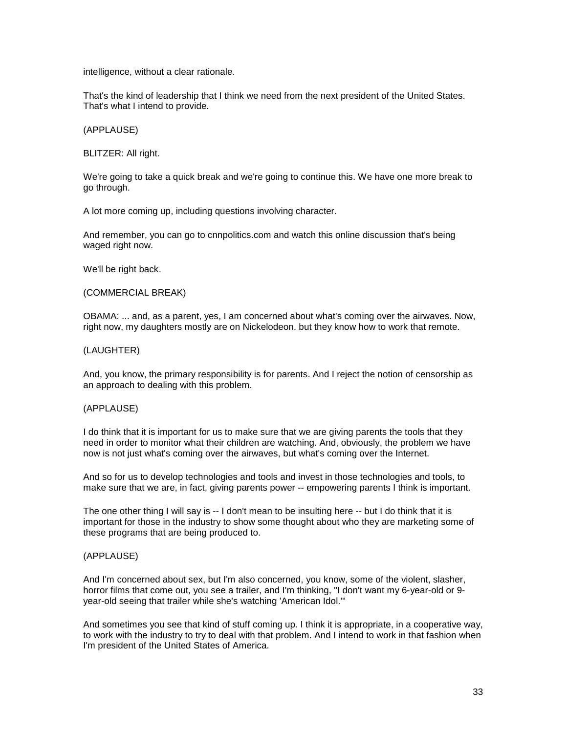intelligence, without a clear rationale.

That's the kind of leadership that I think we need from the next president of the United States. That's what I intend to provide.

(APPLAUSE)

BLITZER: All right.

We're going to take a quick break and we're going to continue this. We have one more break to go through.

A lot more coming up, including questions involving character.

And remember, you can go to cnnpolitics.com and watch this online discussion that's being waged right now.

We'll be right back.

(COMMERCIAL BREAK)

OBAMA: ... and, as a parent, yes, I am concerned about what's coming over the airwaves. Now, right now, my daughters mostly are on Nickelodeon, but they know how to work that remote.

(LAUGHTER)

And, you know, the primary responsibility is for parents. And I reject the notion of censorship as an approach to dealing with this problem.

(APPLAUSE)

I do think that it is important for us to make sure that we are giving parents the tools that they need in order to monitor what their children are watching. And, obviously, the problem we have now is not just what's coming over the airwaves, but what's coming over the Internet.

And so for us to develop technologies and tools and invest in those technologies and tools, to make sure that we are, in fact, giving parents power -- empowering parents I think is important.

The one other thing I will say is -- I don't mean to be insulting here -- but I do think that it is important for those in the industry to show some thought about who they are marketing some of these programs that are being produced to.

(APPLAUSE)

And I'm concerned about sex, but I'm also concerned, you know, some of the violent, slasher, horror films that come out, you see a trailer, and I'm thinking, "I don't want my 6-year-old or 9-year-old seeing that trailer while she's watching 'American Idol.'"

And sometimes you see that kind of stuff coming up. I think it is appropriate, in a cooperative way, to work with the industry to try to deal with that problem. And I intend to work in that fashion when I'm president of the United States of America.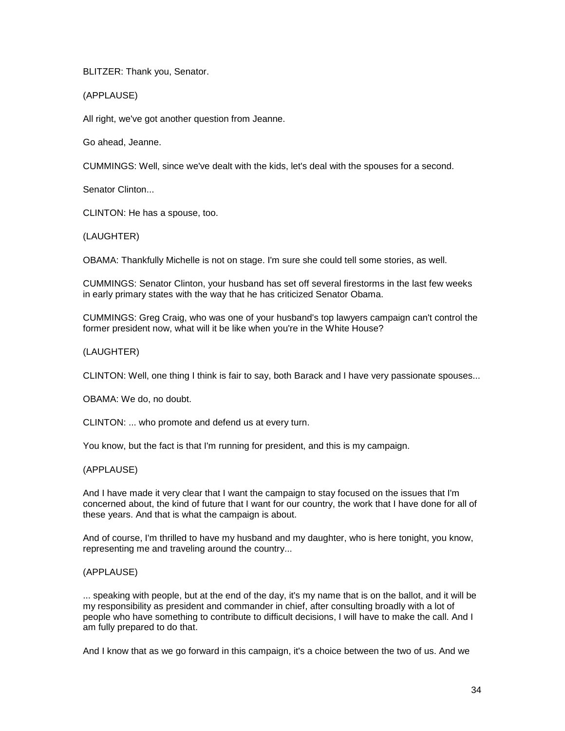BLITZER: Thank you, Senator.

(APPLAUSE)

All right, we've got another question from Jeanne.

Go ahead, Jeanne.

CUMMINGS: Well, since we've dealt with the kids, let's deal with the spouses for a second.

Senator Clinton...

CLINTON: He has a spouse, too.

(LAUGHTER)

OBAMA: Thankfully Michelle is not on stage. I'm sure she could tell some stories, as well.

CUMMINGS: Senator Clinton, your husband has set off several firestorms in the last few weeks in early primary states with the way that he has criticized Senator Obama.

CUMMINGS: Greg Craig, who was one of your husband's top lawyers campaign can't control the former president now, what will it be like when you're in the White House?

(LAUGHTER)

CLINTON: Well, one thing I think is fair to say, both Barack and I have very passionate spouses...

OBAMA: We do, no doubt.

CLINTON: ... who promote and defend us at every turn.

You know, but the fact is that I'm running for president, and this is my campaign.

(APPLAUSE)

And I have made it very clear that I want the campaign to stay focused on the issues that I'm concerned about, the kind of future that I want for our country, the work that I have done for all of these years. And that is what the campaign is about.

And of course, I'm thrilled to have my husband and my daughter, who is here tonight, you know, representing me and traveling around the country...

(APPLAUSE)

... speaking with people, but at the end of the day, it's my name that is on the ballot, and it will be my responsibility as president and commander in chief, after consulting broadly with a lot of people who have something to contribute to difficult decisions, I will have to make the call. And I am fully prepared to do that.

And I know that as we go forward in this campaign, it's a choice between the two of us. And we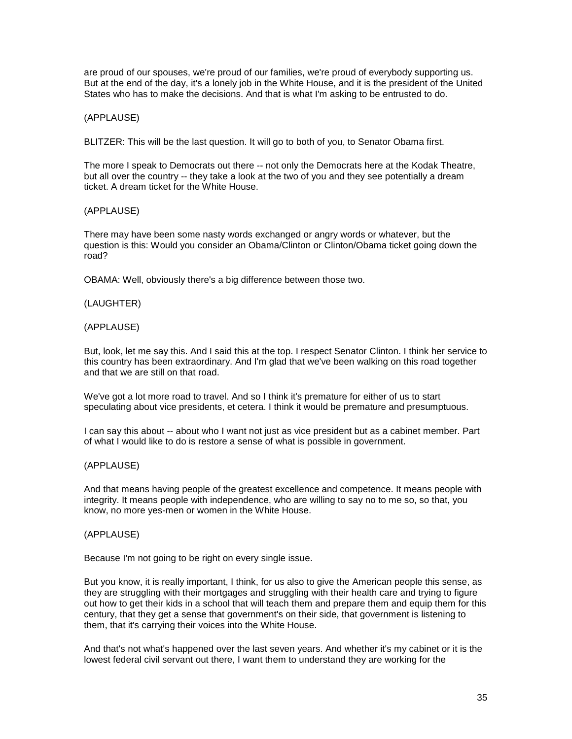are proud of our spouses, we're proud of our families, we're proud of everybody supporting us. But at the end of the day, it's a lonely job in the White House, and it is the president of the United States who has to make the decisions. And that is what I'm asking to be entrusted to do.

(APPLAUSE)

BLITZER: This will be the last question. It will go to both of you, to Senator Obama first.

The more I speak to Democrats out there -- not only the Democrats here at the Kodak Theatre, but all over the country -- they take a look at the two of you and they see potentially a dream ticket. A dream ticket for the White House.

(APPLAUSE)

There may have been some nasty words exchanged or angry words or whatever, but the question is this: Would you consider an Obama/Clinton or Clinton/Obama ticket going down the road?

OBAMA: Well, obviously there's a big difference between those two.

(LAUGHTER)

(APPLAUSE)

But, look, let me say this. And I said this at the top. I respect Senator Clinton. I think her service to this country has been extraordinary. And I'm glad that we've been walking on this road together and that we are still on that road.

We've got a lot more road to travel. And so I think it's premature for either of us to start speculating about vice presidents, et cetera. I think it would be premature and presumptuous.

I can say this about -- about who I want not just as vice president but as a cabinet member. Part of what I would like to do is restore a sense of what is possible in government.

(APPLAUSE)

And that means having people of the greatest excellence and competence. It means people with integrity. It means people with independence, who are willing to say no to me so, so that, you know, no more yes-men or women in the White House.

(APPLAUSE)

Because I'm not going to be right on every single issue.

But you know, it is really important, I think, for us also to give the American people this sense, as they are struggling with their mortgages and struggling with their health care and trying to figure out how to get their kids in a school that will teach them and prepare them and equip them for this century, that they get a sense that government's on their side, that government is listening to them, that it's carrying their voices into the White House.

And that's not what's happened over the last seven years. And whether it's my cabinet or it is the lowest federal civil servant out there, I want them to understand they are working for the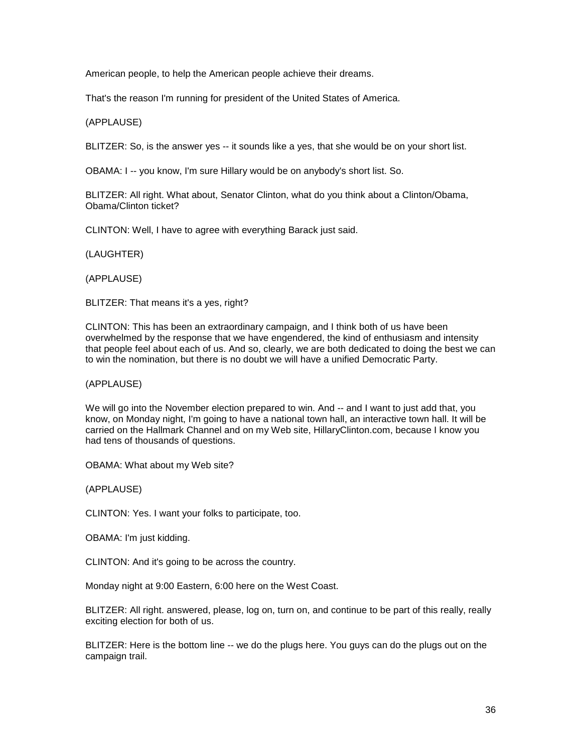American people, to help the American people achieve their dreams.

That's the reason I'm running for president of the United States of America.

(APPLAUSE)

BLITZER: So, is the answer yes -- it sounds like a yes, that she would be on your short list.

OBAMA: I -- you know, I'm sure Hillary would be on anybody's short list. So.

BLITZER: All right. What about, Senator Clinton, what do you think about a Clinton/Obama, Obama/Clinton ticket?

CLINTON: Well, I have to agree with everything Barack just said.

(LAUGHTER)

(APPLAUSE)

BLITZER: That means it's a yes, right?

CLINTON: This has been an extraordinary campaign, and I think both of us have been overwhelmed by the response that we have engendered, the kind of enthusiasm and intensity that people feel about each of us. And so, clearly, we are both dedicated to doing the best we can to win the nomination, but there is no doubt we will have a unified Democratic Party.

(APPLAUSE)

We will go into the November election prepared to win. And -- and I want to just add that, you know, on Monday night, I'm going to have a national town hall, an interactive town hall. It will be carried on the Hallmark Channel and on my Web site, HillaryClinton.com, because I know you had tens of thousands of questions.

OBAMA: What about my Web site?

(APPLAUSE)

CLINTON: Yes. I want your folks to participate, too.

OBAMA: I'm just kidding.

CLINTON: And it's going to be across the country.

Monday night at 9:00 Eastern, 6:00 here on the West Coast.

BLITZER: All right. answered, please, log on, turn on, and continue to be part of this really, really exciting election for both of us.

BLITZER: Here is the bottom line -- we do the plugs here. You guys can do the plugs out on the campaign trail.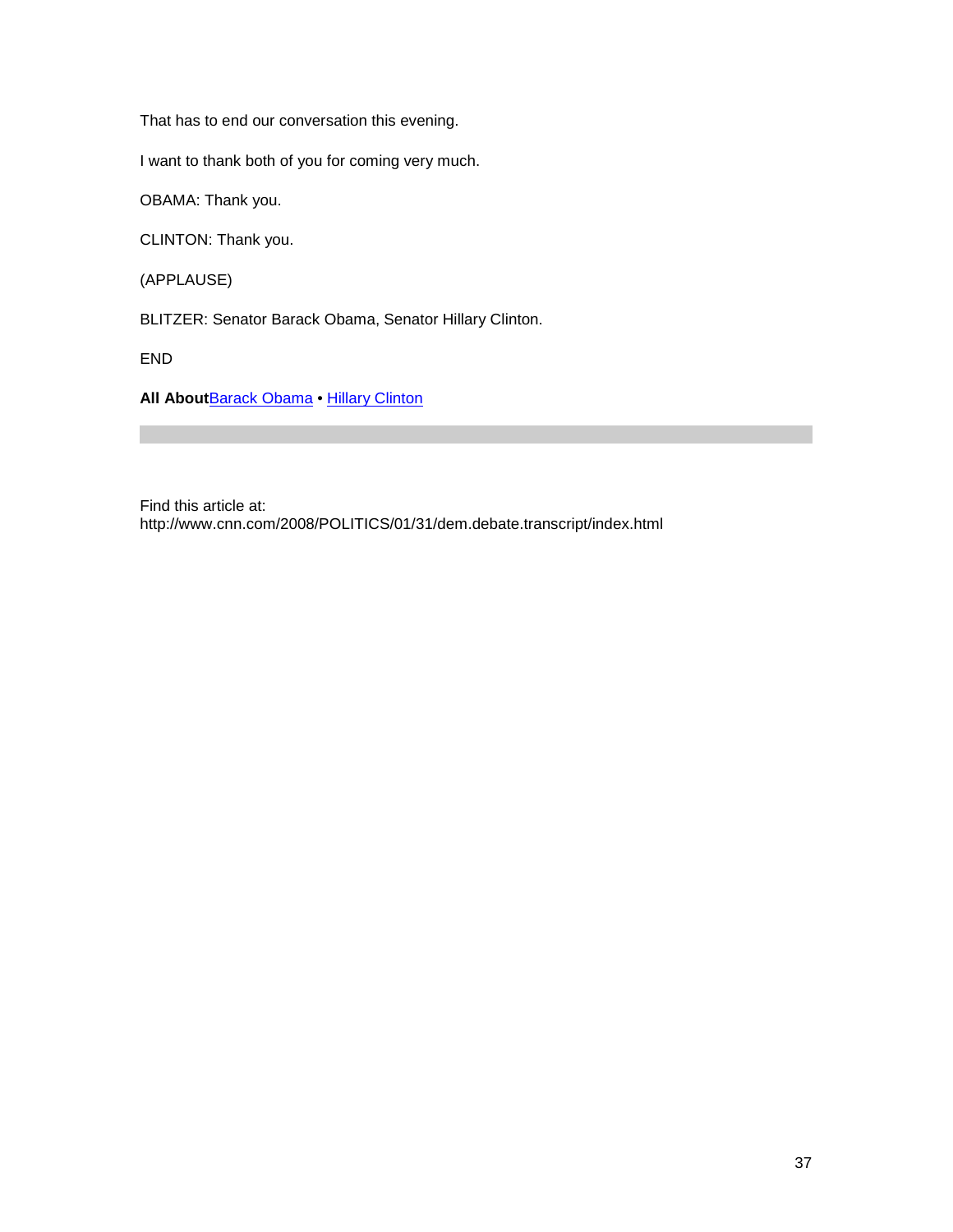That has to end our conversation this evening.

I want to thank both of you for coming very much.

OBAMA: Thank you.

CLINTON: Thank you.

(APPLAUSE)

BLITZER: Senator Barack Obama, Senator Hillary Clinton.

END

**All About**Barack Obama • Hillary Clinton

---

Find this article at:
http://www.cnn.com/2008/POLITICS/01/31/dem.debate.transcript/index.html